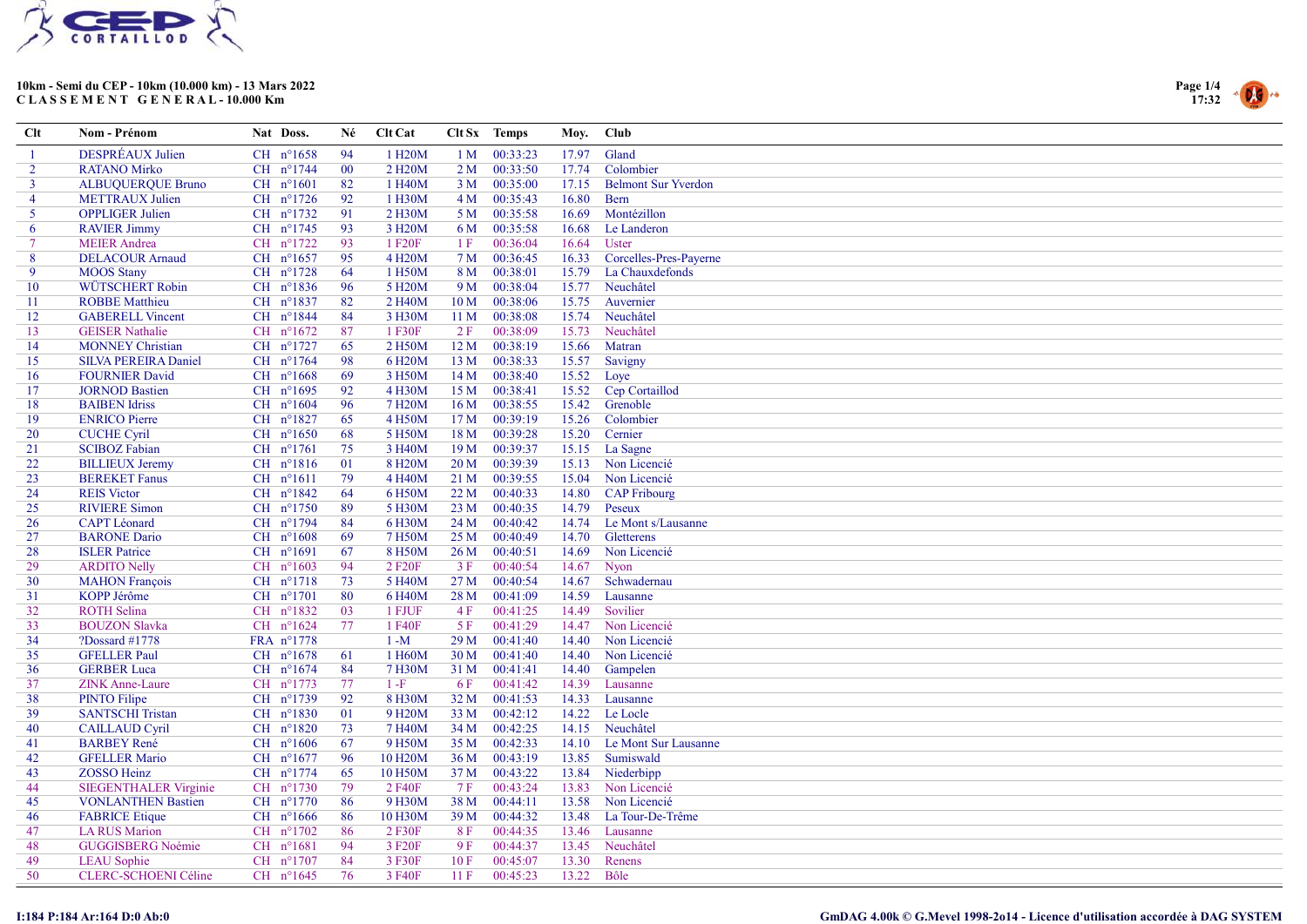**10km - Semi du CEP - 10km (10.000 km) - 13 Mars 2022**
**C L A S S E M E N T G E N E R A L - 10.000 Km**

| Clt | Nom - Prénom | Nat | Doss. | Né | Clt Cat | Clt Sx | Temps | Moy. | Club |
|---|---|---|---|---|---|---|---|---|---|
| 1 | DESPRÉAUX Julien | CH | n°1658 | 94 | 1 H20M | 1 M | 00:33:23 | 17.97 | Gland |
| 2 | RATANO Mirko | CH | n°1744 | 00 | 2 H20M | 2 M | 00:33:50 | 17.74 | Colombier |
| 3 | ALBUQUERQUE Bruno | CH | n°1601 | 82 | 1 H40M | 3 M | 00:35:00 | 17.15 | Belmont Sur Yverdon |
| 4 | METTRAUX Julien | CH | n°1726 | 92 | 1 H30M | 4 M | 00:35:43 | 16.80 | Bern |
| 5 | OPPLIGER Julien | CH | n°1732 | 91 | 2 H30M | 5 M | 00:35:58 | 16.69 | Montézillon |
| 6 | RAVIER Jimmy | CH | n°1745 | 93 | 3 H20M | 6 M | 00:35:58 | 16.68 | Le Landeron |
| 7 | MEIER Andrea | CH | n°1722 | 93 | 1 F20F | 1 F | 00:36:04 | 16.64 | Uster |
| 8 | DELACOUR Arnaud | CH | n°1657 | 95 | 4 H20M | 7 M | 00:36:45 | 16.33 | Corcelles-Pres-Payerne |
| 9 | MOOS Stany | CH | n°1728 | 64 | 1 H50M | 8 M | 00:38:01 | 15.79 | La Chauxdefonds |
| 10 | WÜTSCHERT Robin | CH | n°1836 | 96 | 5 H20M | 9 M | 00:38:04 | 15.77 | Neuchâtel |
| 11 | ROBBE Matthieu | CH | n°1837 | 82 | 2 H40M | 10 M | 00:38:06 | 15.75 | Auvernier |
| 12 | GABERELL Vincent | CH | n°1844 | 84 | 3 H30M | 11 M | 00:38:08 | 15.74 | Neuchâtel |
| 13 | GEISER Nathalie | CH | n°1672 | 87 | 1 F30F | 2 F | 00:38:09 | 15.73 | Neuchâtel |
| 14 | MONNEY Christian | CH | n°1727 | 65 | 2 H50M | 12 M | 00:38:19 | 15.66 | Matran |
| 15 | SILVA PEREIRA Daniel | CH | n°1764 | 98 | 6 H20M | 13 M | 00:38:33 | 15.57 | Savigny |
| 16 | FOURNIER David | CH | n°1668 | 69 | 3 H50M | 14 M | 00:38:40 | 15.52 | Loye |
| 17 | JORNOD Bastien | CH | n°1695 | 92 | 4 H30M | 15 M | 00:38:41 | 15.52 | Cep Cortaillod |
| 18 | BAIBEN Idriss | CH | n°1604 | 96 | 7 H20M | 16 M | 00:38:55 | 15.42 | Grenoble |
| 19 | ENRICO Pierre | CH | n°1827 | 65 | 4 H50M | 17 M | 00:39:19 | 15.26 | Colombier |
| 20 | CUCHE Cyril | CH | n°1650 | 68 | 5 H50M | 18 M | 00:39:28 | 15.20 | Cernier |
| 21 | SCIBOZ Fabian | CH | n°1761 | 75 | 3 H40M | 19 M | 00:39:37 | 15.15 | La Sagne |
| 22 | BILLIEUX Jeremy | CH | n°1816 | 01 | 8 H20M | 20 M | 00:39:39 | 15.13 | Non Licencié |
| 23 | BEREKET Fanus | CH | n°1611 | 79 | 4 H40M | 21 M | 00:39:55 | 15.04 | Non Licencié |
| 24 | REIS Victor | CH | n°1842 | 64 | 6 H50M | 22 M | 00:40:33 | 14.80 | CAP Fribourg |
| 25 | RIVIERE Simon | CH | n°1750 | 89 | 5 H30M | 23 M | 00:40:35 | 14.79 | Peseux |
| 26 | CAPT Léonard | CH | n°1794 | 84 | 6 H30M | 24 M | 00:40:42 | 14.74 | Le Mont s/Lausanne |
| 27 | BARONE Dario | CH | n°1608 | 69 | 7 H50M | 25 M | 00:40:49 | 14.70 | Gletterens |
| 28 | ISLER Patrice | CH | n°1691 | 67 | 8 H50M | 26 M | 00:40:51 | 14.69 | Non Licencié |
| 29 | ARDITO Nelly | CH | n°1603 | 94 | 2 F20F | 3 F | 00:40:54 | 14.67 | Nyon |
| 30 | MAHON François | CH | n°1718 | 73 | 5 H40M | 27 M | 00:40:54 | 14.67 | Schwadernau |
| 31 | KOPP Jérôme | CH | n°1701 | 80 | 6 H40M | 28 M | 00:41:09 | 14.59 | Lausanne |
| 32 | ROTH Selina | CH | n°1832 | 03 | 1 FJUF | 4 F | 00:41:25 | 14.49 | Sovilier |
| 33 | BOUZON Slavka | CH | n°1624 | 77 | 1 F40F | 5 F | 00:41:29 | 14.47 | Non Licencié |
| 34 | ?Dossard #1778 | FRA | n°1778 | | 1 -M | 29 M | 00:41:40 | 14.40 | Non Licencié |
| 35 | GFELLER Paul | CH | n°1678 | 61 | 1 H60M | 30 M | 00:41:40 | 14.40 | Non Licencié |
| 36 | GERBER Luca | CH | n°1674 | 84 | 7 H30M | 31 M | 00:41:41 | 14.40 | Gampelen |
| 37 | ZINK Anne-Laure | CH | n°1773 | 77 | 1 -F | 6 F | 00:41:42 | 14.39 | Lausanne |
| 38 | PINTO Filipe | CH | n°1739 | 92 | 8 H30M | 32 M | 00:41:53 | 14.33 | Lausanne |
| 39 | SANTSCHI Tristan | CH | n°1830 | 01 | 9 H20M | 33 M | 00:42:12 | 14.22 | Le Locle |
| 40 | CAILLAUD Cyril | CH | n°1820 | 73 | 7 H40M | 34 M | 00:42:25 | 14.15 | Neuchâtel |
| 41 | BARBEY René | CH | n°1606 | 67 | 9 H50M | 35 M | 00:42:33 | 14.10 | Le Mont Sur Lausanne |
| 42 | GFELLER Mario | CH | n°1677 | 96 | 10 H20M | 36 M | 00:43:19 | 13.85 | Sumiswald |
| 43 | ZOSSO Heinz | CH | n°1774 | 65 | 10 H50M | 37 M | 00:43:22 | 13.84 | Niederbipp |
| 44 | SIEGENTHALER Virginie | CH | n°1730 | 79 | 2 F40F | 7 F | 00:43:24 | 13.83 | Non Licencié |
| 45 | VONLANTHEN Bastien | CH | n°1770 | 86 | 9 H30M | 38 M | 00:44:11 | 13.58 | Non Licencié |
| 46 | FABRICE Etique | CH | n°1666 | 86 | 10 H30M | 39 M | 00:44:32 | 13.48 | La Tour-De-Trême |
| 47 | LA RUS Marion | CH | n°1702 | 86 | 2 F30F | 8 F | 00:44:35 | 13.46 | Lausanne |
| 48 | GUGGISBERG Noémie | CH | n°1681 | 94 | 3 F20F | 9 F | 00:44:37 | 13.45 | Neuchâtel |
| 49 | LEAU Sophie | CH | n°1707 | 84 | 3 F30F | 10 F | 00:45:07 | 13.30 | Renens |
| 50 | CLERC-SCHOENI Céline | CH | n°1645 | 76 | 3 F40F | 11 F | 00:45:23 | 13.22 | Bôle |

I:184 P:184 Ar:164 D:0 Ab:0

GmDAG 4.00k © G.Mevel 1998-2o14 - Licence d'utilisation accordée à DAG SYSTEM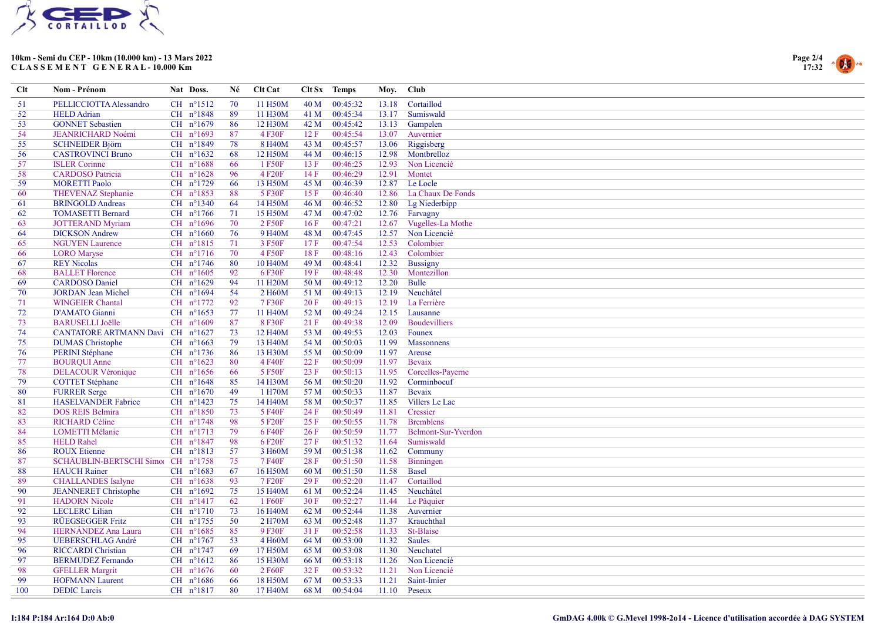# 10km - Semi du CEP - 10km (10.000 km) - 13 Mars 2022

**C L A S S E M E N T   G E N E R A L - 10.000 Km**

| Clt | Nom - Prénom | Nat | Doss. | Né | Clt Cat | Clt Sx | Temps | Moy. | Club |
|---|---|---|---|---|---|---|---|---|---|
| 51 | PELLICCIOTTA Alessandro | CH | n°1512 | 70 | 11 H50M | 40 M | 00:45:32 | 13.18 | Cortaillod |
| 52 | HELD Adrian | CH | n°1848 | 89 | 11 H30M | 41 M | 00:45:34 | 13.17 | Sumiswald |
| 53 | GONNET Sebastien | CH | n°1679 | 86 | 12 H30M | 42 M | 00:45:42 | 13.13 | Gampelen |
| 54 | JEANRICHARD Noémi | CH | n°1693 | 87 | 4 F30F | 12 F | 00:45:54 | 13.07 | Auvernier |
| 55 | SCHNEIDER Björn | CH | n°1849 | 78 | 8 H40M | 43 M | 00:45:57 | 13.06 | Riggisberg |
| 56 | CASTROVINCI Bruno | CH | n°1632 | 68 | 12 H50M | 44 M | 00:46:15 | 12.98 | Montbrelloz |
| 57 | ISLER Corinne | CH | n°1688 | 66 | 1 F50F | 13 F | 00:46:25 | 12.93 | Non Licencié |
| 58 | CARDOSO Patricia | CH | n°1628 | 96 | 4 F20F | 14 F | 00:46:29 | 12.91 | Montet |
| 59 | MORETTI Paolo | CH | n°1729 | 66 | 13 H50M | 45 M | 00:46:39 | 12.87 | Le Locle |
| 60 | THEVENAZ Stephanie | CH | n°1853 | 88 | 5 F30F | 15 F | 00:46:40 | 12.86 | La Chaux De Fonds |
| 61 | BRINGOLD Andreas | CH | n°1340 | 64 | 14 H50M | 46 M | 00:46:52 | 12.80 | Lg Niederbipp |
| 62 | TOMASETTI Bernard | CH | n°1766 | 71 | 15 H50M | 47 M | 00:47:02 | 12.76 | Farvagny |
| 63 | JOTTERAND Myriam | CH | n°1696 | 70 | 2 F50F | 16 F | 00:47:21 | 12.67 | Vugelles-La Mothe |
| 64 | DICKSON Andrew | CH | n°1660 | 76 | 9 H40M | 48 M | 00:47:45 | 12.57 | Non Licencié |
| 65 | NGUYEN Laurence | CH | n°1815 | 71 | 3 F50F | 17 F | 00:47:54 | 12.53 | Colombier |
| 66 | LORO Maryse | CH | n°1716 | 70 | 4 F50F | 18 F | 00:48:16 | 12.43 | Colombier |
| 67 | REY Nicolas | CH | n°1746 | 80 | 10 H40M | 49 M | 00:48:41 | 12.32 | Bussigny |
| 68 | BALLET Florence | CH | n°1605 | 92 | 6 F30F | 19 F | 00:48:48 | 12.30 | Montezillon |
| 69 | CARDOSO Daniel | CH | n°1629 | 94 | 11 H20M | 50 M | 00:49:12 | 12.20 | Bulle |
| 70 | JORDAN Jean Michel | CH | n°1694 | 54 | 2 H60M | 51 M | 00:49:13 | 12.19 | Neuchâtel |
| 71 | WINGEIER Chantal | CH | n°1772 | 92 | 7 F30F | 20 F | 00:49:13 | 12.19 | La Ferrière |
| 72 | D'AMATO Gianni | CH | n°1653 | 77 | 11 H40M | 52 M | 00:49:24 | 12.15 | Lausanne |
| 73 | BARUSELLI Joëlle | CH | n°1609 | 87 | 8 F30F | 21 F | 00:49:38 | 12.09 | Boudevilliers |
| 74 | CANTATORE ARTMANN Davi | CH | n°1627 | 73 | 12 H40M | 53 M | 00:49:53 | 12.03 | Founex |
| 75 | DUMAS Christophe | CH | n°1663 | 79 | 13 H40M | 54 M | 00:50:03 | 11.99 | Massonnens |
| 76 | PERINI Stéphane | CH | n°1736 | 86 | 13 H30M | 55 M | 00:50:09 | 11.97 | Areuse |
| 77 | BOURQUI Anne | CH | n°1623 | 80 | 4 F40F | 22 F | 00:50:09 | 11.97 | Bevaix |
| 78 | DELACOUR Véronique | CH | n°1656 | 66 | 5 F50F | 23 F | 00:50:13 | 11.95 | Corcelles-Payerne |
| 79 | COTTET Stéphane | CH | n°1648 | 85 | 14 H30M | 56 M | 00:50:20 | 11.92 | Corminboeuf |
| 80 | FURRER Serge | CH | n°1670 | 49 | 1 H70M | 57 M | 00:50:33 | 11.87 | Bevaix |
| 81 | HASELVANDER Fabrice | CH | n°1423 | 75 | 14 H40M | 58 M | 00:50:37 | 11.85 | Villers Le Lac |
| 82 | DOS REIS Belmira | CH | n°1850 | 73 | 5 F40F | 24 F | 00:50:49 | 11.81 | Cressier |
| 83 | RICHARD Céline | CH | n°1748 | 98 | 5 F20F | 25 F | 00:50:55 | 11.78 | Bremblens |
| 84 | LOMETTI Mélanie | CH | n°1713 | 79 | 6 F40F | 26 F | 00:50:59 | 11.77 | Belmont-Sur-Yverdon |
| 85 | HELD Rahel | CH | n°1847 | 98 | 6 F20F | 27 F | 00:51:32 | 11.64 | Sumiswald |
| 86 | ROUX Etienne | CH | n°1813 | 57 | 3 H60M | 59 M | 00:51:38 | 11.62 | Communy |
| 87 | SCHÄUBLIN-BERTSCHI Simo | CH | n°1758 | 75 | 7 F40F | 28 F | 00:51:50 | 11.58 | Binningen |
| 88 | HAUCH Rainer | CH | n°1683 | 67 | 16 H50M | 60 M | 00:51:50 | 11.58 | Basel |
| 89 | CHALLANDES Isalyne | CH | n°1638 | 93 | 7 F20F | 29 F | 00:52:20 | 11.47 | Cortaillod |
| 90 | JEANNERET Christophe | CH | n°1692 | 75 | 15 H40M | 61 M | 00:52:24 | 11.45 | Neuchâtel |
| 91 | HADORN Nicole | CH | n°1417 | 62 | 1 F60F | 30 F | 00:52:27 | 11.44 | Le Pâquier |
| 92 | LECLERC Lilian | CH | n°1710 | 73 | 16 H40M | 62 M | 00:52:44 | 11.38 | Auvernier |
| 93 | RÜEGSEGGER Fritz | CH | n°1755 | 50 | 2 H70M | 63 M | 00:52:48 | 11.37 | Krauchthal |
| 94 | HERNÁNDEZ Ana Laura | CH | n°1685 | 85 | 9 F30F | 31 F | 00:52:58 | 11.33 | St-Blaise |
| 95 | UEBERSCHLAG André | CH | n°1767 | 53 | 4 H60M | 64 M | 00:53:00 | 11.32 | Saules |
| 96 | RICCARDI Christian | CH | n°1747 | 69 | 17 H50M | 65 M | 00:53:08 | 11.30 | Neuchatel |
| 97 | BERMUDEZ Fernando | CH | n°1612 | 86 | 15 H30M | 66 M | 00:53:18 | 11.26 | Non Licencié |
| 98 | GFELLER Margrit | CH | n°1676 | 60 | 2 F60F | 32 F | 00:53:32 | 11.21 | Non Licencié |
| 99 | HOFMANN Laurent | CH | n°1686 | 66 | 18 H50M | 67 M | 00:53:33 | 11.21 | Saint-Imier |
| 100 | DEDIC Larcis | CH | n°1817 | 80 | 17 H40M | 68 M | 00:54:04 | 11.10 | Peseux |

I:184 P:184 Ar:164 D:0 Ab:0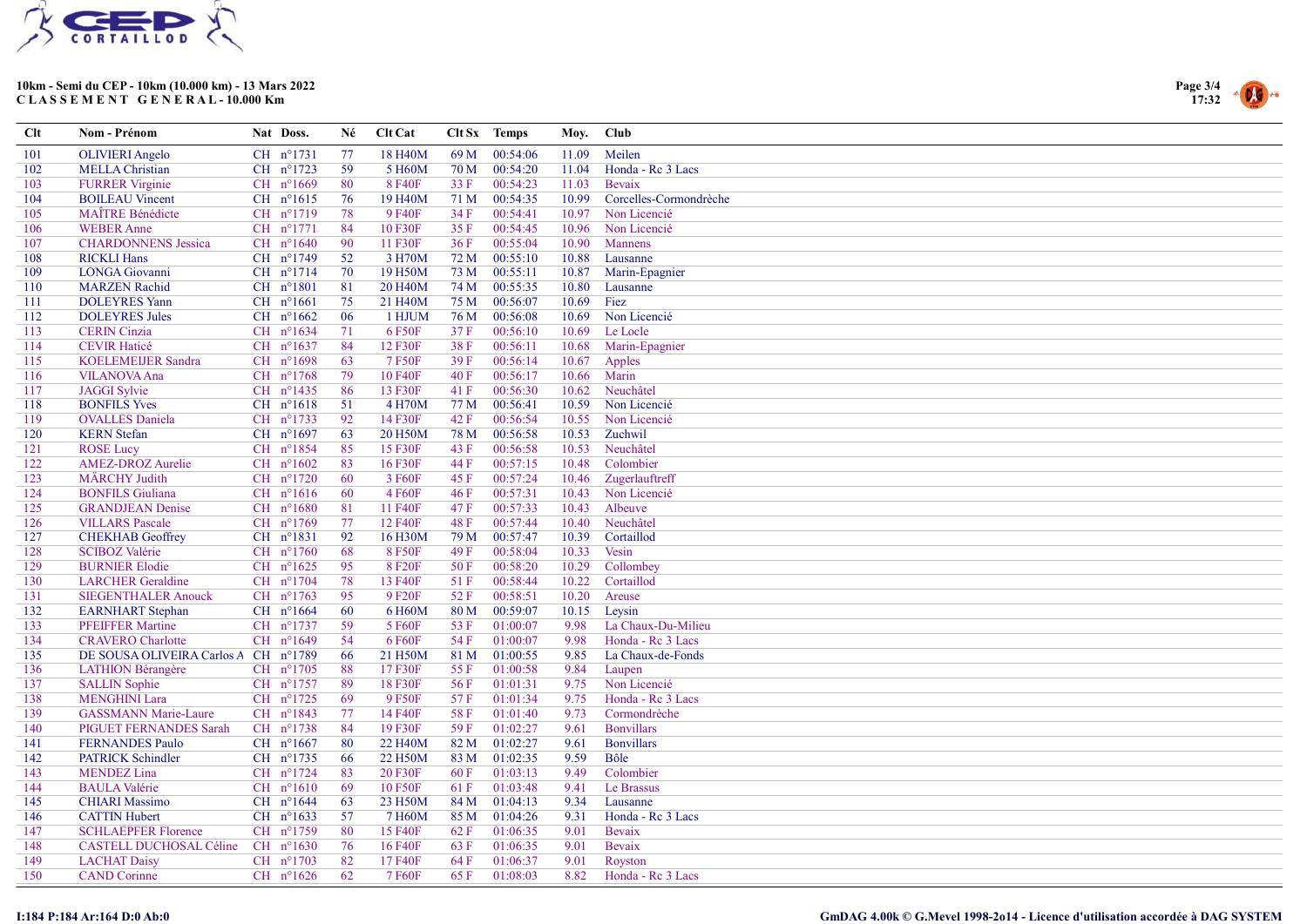# 10km - Semi du CEP - 10km (10.000 km) - 13 Mars 2022

## C L A S S E M E N T   G E N E R A L - 10.000 Km

| Clt | Nom - Prénom | Nat | Doss. | Né | Clt Cat | Clt Sx | Temps | Moy. | Club |
|---|---|---|---|---|---|---|---|---|---|
| 101 | OLIVIERI Angelo | CH | n°1731 | 77 | 18 H40M | 69 M | 00:54:06 | 11.09 | Meilen |
| 102 | MELLA Christian | CH | n°1723 | 59 | 5 H60M | 70 M | 00:54:20 | 11.04 | Honda - Rc 3 Lacs |
| 103 | FURRER Virginie | CH | n°1669 | 80 | 8 F40F | 33 F | 00:54:23 | 11.03 | Bevaix |
| 104 | BOILEAU Vincent | CH | n°1615 | 76 | 19 H40M | 71 M | 00:54:35 | 10.99 | Corcelles-Cormondrèche |
| 105 | MAÎTRE Bénédicte | CH | n°1719 | 78 | 9 F40F | 34 F | 00:54:41 | 10.97 | Non Licencié |
| 106 | WEBER Anne | CH | n°1771 | 84 | 10 F30F | 35 F | 00:54:45 | 10.96 | Non Licencié |
| 107 | CHARDONNENS Jessica | CH | n°1640 | 90 | 11 F30F | 36 F | 00:55:04 | 10.90 | Mannens |
| 108 | RICKLI Hans | CH | n°1749 | 52 | 3 H70M | 72 M | 00:55:10 | 10.88 | Lausanne |
| 109 | LONGA Giovanni | CH | n°1714 | 70 | 19 H50M | 73 M | 00:55:11 | 10.87 | Marin-Epagnier |
| 110 | MARZEN Rachid | CH | n°1801 | 81 | 20 H40M | 74 M | 00:55:35 | 10.80 | Lausanne |
| 111 | DOLEYRES Yann | CH | n°1661 | 75 | 21 H40M | 75 M | 00:56:07 | 10.69 | Fiez |
| 112 | DOLEYRES Jules | CH | n°1662 | 06 | 1 HJUM | 76 M | 00:56:08 | 10.69 | Non Licencié |
| 113 | CERIN Cinzia | CH | n°1634 | 71 | 6 F50F | 37 F | 00:56:10 | 10.69 | Le Locle |
| 114 | CEVIR Haticé | CH | n°1637 | 84 | 12 F30F | 38 F | 00:56:11 | 10.68 | Marin-Epagnier |
| 115 | KOELEMEIJER Sandra | CH | n°1698 | 63 | 7 F50F | 39 F | 00:56:14 | 10.67 | Apples |
| 116 | VILANOVA Ana | CH | n°1768 | 79 | 10 F40F | 40 F | 00:56:17 | 10.66 | Marin |
| 117 | JAGGI Sylvie | CH | n°1435 | 86 | 13 F30F | 41 F | 00:56:30 | 10.62 | Neuchâtel |
| 118 | BONFILS Yves | CH | n°1618 | 51 | 4 H70M | 77 M | 00:56:41 | 10.59 | Non Licencié |
| 119 | OVALLES Daniela | CH | n°1733 | 92 | 14 F30F | 42 F | 00:56:54 | 10.55 | Non Licencié |
| 120 | KERN Stefan | CH | n°1697 | 63 | 20 H50M | 78 M | 00:56:58 | 10.53 | Zuchwil |
| 121 | ROSE Lucy | CH | n°1854 | 85 | 15 F30F | 43 F | 00:56:58 | 10.53 | Neuchâtel |
| 122 | AMEZ-DROZ Aurelie | CH | n°1602 | 83 | 16 F30F | 44 F | 00:57:15 | 10.48 | Colombier |
| 123 | MÄRCHY Judith | CH | n°1720 | 60 | 3 F60F | 45 F | 00:57:24 | 10.46 | Zugerlauftreff |
| 124 | BONFILS Giuliana | CH | n°1616 | 60 | 4 F60F | 46 F | 00:57:31 | 10.43 | Non Licencié |
| 125 | GRANDJEAN Denise | CH | n°1680 | 81 | 11 F40F | 47 F | 00:57:33 | 10.43 | Albeuve |
| 126 | VILLARS Pascale | CH | n°1769 | 77 | 12 F40F | 48 F | 00:57:44 | 10.40 | Neuchâtel |
| 127 | CHEKHAB Geoffrey | CH | n°1831 | 92 | 16 H30M | 79 M | 00:57:47 | 10.39 | Cortaillod |
| 128 | SCIBOZ Valérie | CH | n°1760 | 68 | 8 F50F | 49 F | 00:58:04 | 10.33 | Vesin |
| 129 | BURNIER Elodie | CH | n°1625 | 95 | 8 F20F | 50 F | 00:58:20 | 10.29 | Collombey |
| 130 | LARCHER Geraldine | CH | n°1704 | 78 | 13 F40F | 51 F | 00:58:44 | 10.22 | Cortaillod |
| 131 | SIEGENTHALER Anouck | CH | n°1763 | 95 | 9 F20F | 52 F | 00:58:51 | 10.20 | Areuse |
| 132 | EARNHART Stephan | CH | n°1664 | 60 | 6 H60M | 80 M | 00:59:07 | 10.15 | Leysin |
| 133 | PFEIFFER Martine | CH | n°1737 | 59 | 5 F60F | 53 F | 01:00:07 | 9.98 | La Chaux-Du-Milieu |
| 134 | CRAVERO Charlotte | CH | n°1649 | 54 | 6 F60F | 54 F | 01:00:07 | 9.98 | Honda - Rc 3 Lacs |
| 135 | DE SOUSA OLIVEIRA Carlos A | CH | n°1789 | 66 | 21 H50M | 81 M | 01:00:55 | 9.85 | La Chaux-de-Fonds |
| 136 | LATHION Bérangère | CH | n°1705 | 88 | 17 F30F | 55 F | 01:00:58 | 9.84 | Laupen |
| 137 | SALLIN Sophie | CH | n°1757 | 89 | 18 F30F | 56 F | 01:01:31 | 9.75 | Non Licencié |
| 138 | MENGHINI Lara | CH | n°1725 | 69 | 9 F50F | 57 F | 01:01:34 | 9.75 | Honda - Rc 3 Lacs |
| 139 | GASSMANN Marie-Laure | CH | n°1843 | 77 | 14 F40F | 58 F | 01:01:40 | 9.73 | Cormondrèche |
| 140 | PIGUET FERNANDES Sarah | CH | n°1738 | 84 | 19 F30F | 59 F | 01:02:27 | 9.61 | Bonvillars |
| 141 | FERNANDES Paulo | CH | n°1667 | 80 | 22 H40M | 82 M | 01:02:27 | 9.61 | Bonvillars |
| 142 | PATRICK Schindler | CH | n°1735 | 66 | 22 H50M | 83 M | 01:02:35 | 9.59 | Bôle |
| 143 | MENDEZ Lina | CH | n°1724 | 83 | 20 F30F | 60 F | 01:03:13 | 9.49 | Colombier |
| 144 | BAULA Valérie | CH | n°1610 | 69 | 10 F50F | 61 F | 01:03:48 | 9.41 | Le Brassus |
| 145 | CHIARI Massimo | CH | n°1644 | 63 | 23 H50M | 84 M | 01:04:13 | 9.34 | Lausanne |
| 146 | CATTIN Hubert | CH | n°1633 | 57 | 7 H60M | 85 M | 01:04:26 | 9.31 | Honda - Rc 3 Lacs |
| 147 | SCHLAEPFER Florence | CH | n°1759 | 80 | 15 F40F | 62 F | 01:06:35 | 9.01 | Bevaix |
| 148 | CASTELL DUCHOSAL Céline | CH | n°1630 | 76 | 16 F40F | 63 F | 01:06:35 | 9.01 | Bevaix |
| 149 | LACHAT Daisy | CH | n°1703 | 82 | 17 F40F | 64 F | 01:06:37 | 9.01 | Royston |
| 150 | CAND Corinne | CH | n°1626 | 62 | 7 F60F | 65 F | 01:08:03 | 8.82 | Honda - Rc 3 Lacs |

I:184 P:184 Ar:164 D:0 Ab:0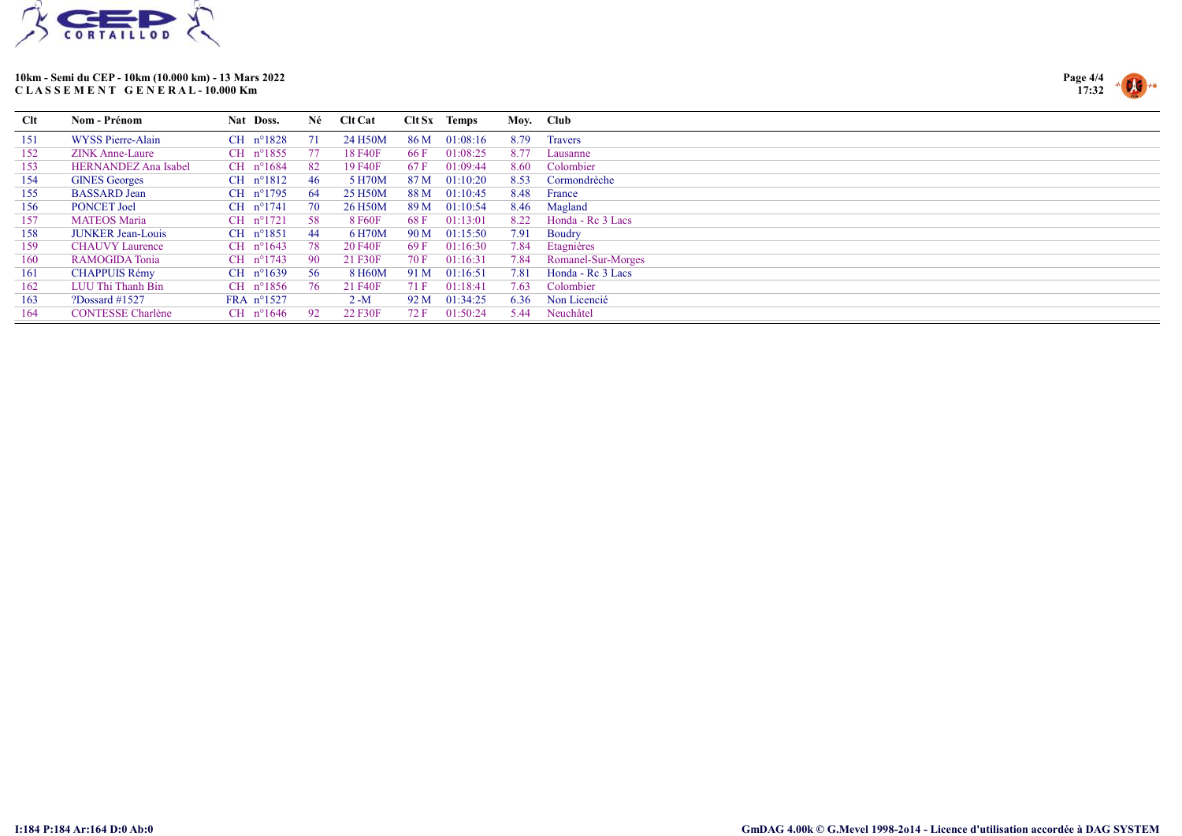**10km - Semi du CEP - 10km (10.000 km) - 13 Mars 2022**
**C L A S S E M E N T   G E N E R A L - 10.000 Km**

| Clt | Nom - Prénom | Nat | Doss. | Né | Clt Cat | Clt Sx | Temps | Moy. | Club |
|---|---|---|---|---|---|---|---|---|---|
| 151 | WYSS Pierre-Alain | CH | n°1828 | 71 | 24 H50M | 86 M | 01:08:16 | 8.79 | Travers |
| 152 | ZINK Anne-Laure | CH | n°1855 | 77 | 18 F40F | 66 F | 01:08:25 | 8.77 | Lausanne |
| 153 | HERNANDEZ Ana Isabel | CH | n°1684 | 82 | 19 F40F | 67 F | 01:09:44 | 8.60 | Colombier |
| 154 | GINES Georges | CH | n°1812 | 46 | 5 H70M | 87 M | 01:10:20 | 8.53 | Cormondrèche |
| 155 | BASSARD Jean | CH | n°1795 | 64 | 25 H50M | 88 M | 01:10:45 | 8.48 | France |
| 156 | PONCET Joel | CH | n°1741 | 70 | 26 H50M | 89 M | 01:10:54 | 8.46 | Magland |
| 157 | MATEOS Maria | CH | n°1721 | 58 | 8 F60F | 68 F | 01:13:01 | 8.22 | Honda - Rc 3 Lacs |
| 158 | JUNKER Jean-Louis | CH | n°1851 | 44 | 6 H70M | 90 M | 01:15:50 | 7.91 | Boudry |
| 159 | CHAUVY Laurence | CH | n°1643 | 78 | 20 F40F | 69 F | 01:16:30 | 7.84 | Etagnières |
| 160 | RAMOGIDA Tonia | CH | n°1743 | 90 | 21 F30F | 70 F | 01:16:31 | 7.84 | Romanel-Sur-Morges |
| 161 | CHAPPUIS Rémy | CH | n°1639 | 56 | 8 H60M | 91 M | 01:16:51 | 7.81 | Honda - Rc 3 Lacs |
| 162 | LUU Thi Thanh Bin | CH | n°1856 | 76 | 21 F40F | 71 F | 01:18:41 | 7.63 | Colombier |
| 163 | ?Dossard #1527 | FRA | n°1527 | | 2 -M | 92 M | 01:34:25 | 6.36 | Non Licencié |
| 164 | CONTESSE Charlène | CH | n°1646 | 92 | 22 F30F | 72 F | 01:50:24 | 5.44 | Neuchâtel |

I:184 P:184 Ar:164 D:0 Ab:0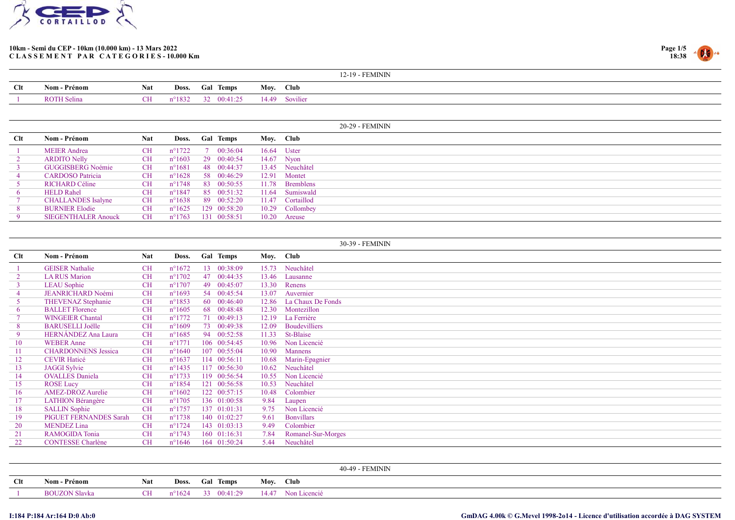**10km - Semi du CEP - 10km (10.000 km) - 13 Mars 2022**
**C L A S S E M E N T   P A R   C A T E G O R I E S - 10.000 Km**

### 12-19 - FEMININ

| Clt | Nom - Prénom | Nat | Doss. | Gal | Temps | Moy. | Club |
|---|---|---|---|---|---|---|---|
| 1 | ROTH Selina | CH | n°1832 | 32 | 00:41:25 | 14.49 | Sovilier |

### 20-29 - FEMININ

| Clt | Nom - Prénom | Nat | Doss. | Gal | Temps | Moy. | Club |
|---|---|---|---|---|---|---|---|
| 1 | MEIER Andrea | CH | n°1722 | 7 | 00:36:04 | 16.64 | Uster |
| 2 | ARDITO Nelly | CH | n°1603 | 29 | 00:40:54 | 14.67 | Nyon |
| 3 | GUGGISBERG Noémie | CH | n°1681 | 48 | 00:44:37 | 13.45 | Neuchâtel |
| 4 | CARDOSO Patricia | CH | n°1628 | 58 | 00:46:29 | 12.91 | Montet |
| 5 | RICHARD Céline | CH | n°1748 | 83 | 00:50:55 | 11.78 | Bremblens |
| 6 | HELD Rahel | CH | n°1847 | 85 | 00:51:32 | 11.64 | Sumiswald |
| 7 | CHALLANDES Isalyne | CH | n°1638 | 89 | 00:52:20 | 11.47 | Cortaillod |
| 8 | BURNIER Elodie | CH | n°1625 | 129 | 00:58:20 | 10.29 | Collombey |
| 9 | SIEGENTHALER Anouck | CH | n°1763 | 131 | 00:58:51 | 10.20 | Areuse |

### 30-39 - FEMININ

| Clt | Nom - Prénom | Nat | Doss. | Gal | Temps | Moy. | Club |
|---|---|---|---|---|---|---|---|
| 1 | GEISER Nathalie | CH | n°1672 | 13 | 00:38:09 | 15.73 | Neuchâtel |
| 2 | LA RUS Marion | CH | n°1702 | 47 | 00:44:35 | 13.46 | Lausanne |
| 3 | LEAU Sophie | CH | n°1707 | 49 | 00:45:07 | 13.30 | Renens |
| 4 | JEANRICHARD Noémi | CH | n°1693 | 54 | 00:45:54 | 13.07 | Auvernier |
| 5 | THEVENAZ Stephanie | CH | n°1853 | 60 | 00:46:40 | 12.86 | La Chaux De Fonds |
| 6 | BALLET Florence | CH | n°1605 | 68 | 00:48:48 | 12.30 | Montezillon |
| 7 | WINGEIER Chantal | CH | n°1772 | 71 | 00:49:13 | 12.19 | La Ferrière |
| 8 | BARUSELLI Joëlle | CH | n°1609 | 73 | 00:49:38 | 12.09 | Boudevilliers |
| 9 | HERNÁNDEZ Ana Laura | CH | n°1685 | 94 | 00:52:58 | 11.33 | St-Blaise |
| 10 | WEBER Anne | CH | n°1771 | 106 | 00:54:45 | 10.96 | Non Licencié |
| 11 | CHARDONNENS Jessica | CH | n°1640 | 107 | 00:55:04 | 10.90 | Mannens |
| 12 | CEVIR Haticé | CH | n°1637 | 114 | 00:56:11 | 10.68 | Marin-Epagnier |
| 13 | JAGGI Sylvie | CH | n°1435 | 117 | 00:56:30 | 10.62 | Neuchâtel |
| 14 | OVALLES Daniela | CH | n°1733 | 119 | 00:56:54 | 10.55 | Non Licencié |
| 15 | ROSE Lucy | CH | n°1854 | 121 | 00:56:58 | 10.53 | Neuchâtel |
| 16 | AMEZ-DROZ Aurelie | CH | n°1602 | 122 | 00:57:15 | 10.48 | Colombier |
| 17 | LATHION Bérangère | CH | n°1705 | 136 | 01:00:58 | 9.84 | Laupen |
| 18 | SALLIN Sophie | CH | n°1757 | 137 | 01:01:31 | 9.75 | Non Licencié |
| 19 | PIGUET FERNANDES Sarah | CH | n°1738 | 140 | 01:02:27 | 9.61 | Bonvillars |
| 20 | MENDEZ Lina | CH | n°1724 | 143 | 01:03:13 | 9.49 | Colombier |
| 21 | RAMOGIDA Tonia | CH | n°1743 | 160 | 01:16:31 | 7.84 | Romanel-Sur-Morges |
| 22 | CONTESSE Charlène | CH | n°1646 | 164 | 01:50:24 | 5.44 | Neuchâtel |

### 40-49 - FEMININ

| Clt | Nom - Prénom | Nat | Doss. | Gal | Temps | Moy. | Club |
|---|---|---|---|---|---|---|---|
| 1 | BOUZON Slavka | CH | n°1624 | 33 | 00:41:29 | 14.47 | Non Licencié |

I:184 P:184 Ar:164 D:0 Ab:0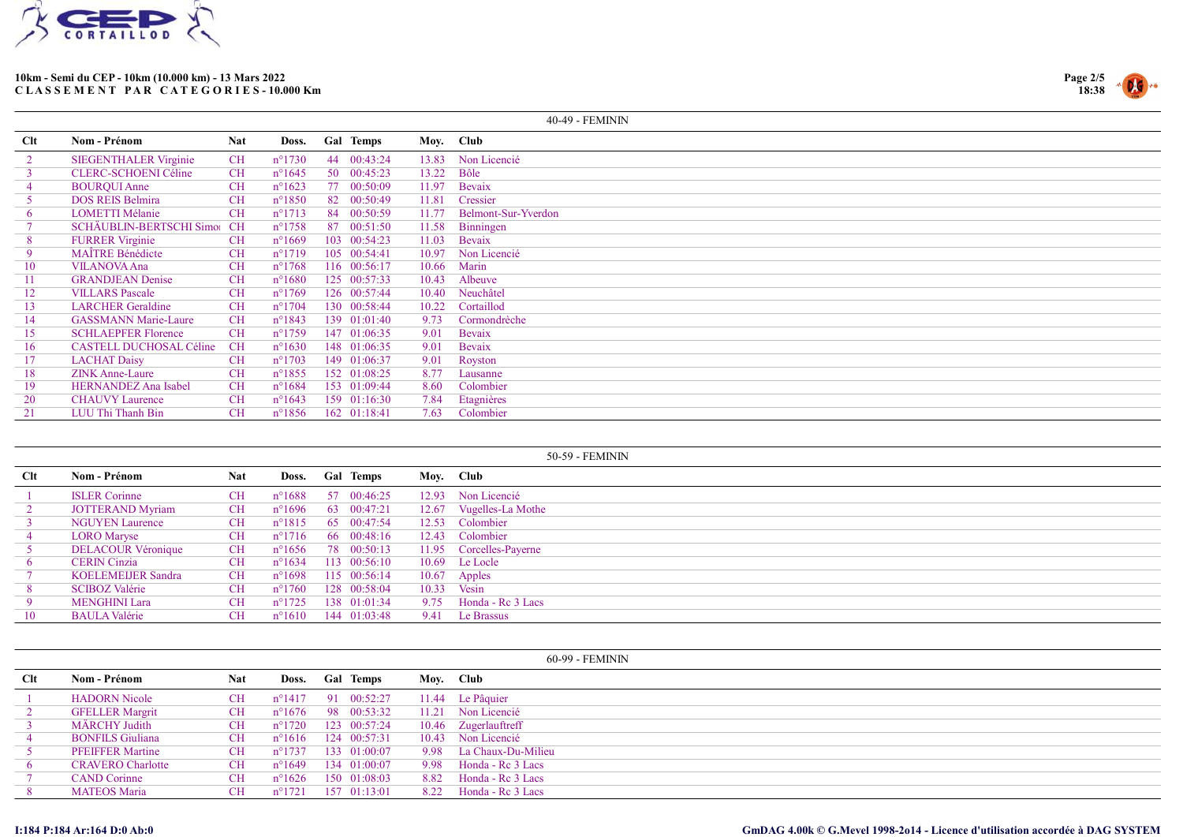**10km - Semi du CEP - 10km (10.000 km) - 13 Mars 2022**
**C L A S S E M E N T  P A R  C A T E G O R I E S - 10.000 Km**

## 40-49 - FEMININ

| Clt | Nom - Prénom | Nat | Doss. | Gal | Temps | Moy. | Club |
|---|---|---|---|---|---|---|---|
| 2 | SIEGENTHALER Virginie | CH | n°1730 | 44 | 00:43:24 | 13.83 | Non Licencié |
| 3 | CLERC-SCHOENI Céline | CH | n°1645 | 50 | 00:45:23 | 13.22 | Bôle |
| 4 | BOURQUI Anne | CH | n°1623 | 77 | 00:50:09 | 11.97 | Bevaix |
| 5 | DOS REIS Belmira | CH | n°1850 | 82 | 00:50:49 | 11.81 | Cressier |
| 6 | LOMETTI Mélanie | CH | n°1713 | 84 | 00:50:59 | 11.77 | Belmont-Sur-Yverdon |
| 7 | SCHÄUBLIN-BERTSCHI Simo | CH | n°1758 | 87 | 00:51:50 | 11.58 | Binningen |
| 8 | FURRER Virginie | CH | n°1669 | 103 | 00:54:23 | 11.03 | Bevaix |
| 9 | MAÎTRE Bénédicte | CH | n°1719 | 105 | 00:54:41 | 10.97 | Non Licencié |
| 10 | VILANOVA Ana | CH | n°1768 | 116 | 00:56:17 | 10.66 | Marin |
| 11 | GRANDJEAN Denise | CH | n°1680 | 125 | 00:57:33 | 10.43 | Albeuve |
| 12 | VILLARS Pascale | CH | n°1769 | 126 | 00:57:44 | 10.40 | Neuchâtel |
| 13 | LARCHER Geraldine | CH | n°1704 | 130 | 00:58:44 | 10.22 | Cortaillod |
| 14 | GASSMANN Marie-Laure | CH | n°1843 | 139 | 01:01:40 | 9.73 | Cormondrèche |
| 15 | SCHLAEPFER Florence | CH | n°1759 | 147 | 01:06:35 | 9.01 | Bevaix |
| 16 | CASTELL DUCHOSAL Céline | CH | n°1630 | 148 | 01:06:35 | 9.01 | Bevaix |
| 17 | LACHAT Daisy | CH | n°1703 | 149 | 01:06:37 | 9.01 | Royston |
| 18 | ZINK Anne-Laure | CH | n°1855 | 152 | 01:08:25 | 8.77 | Lausanne |
| 19 | HERNANDEZ Ana Isabel | CH | n°1684 | 153 | 01:09:44 | 8.60 | Colombier |
| 20 | CHAUVY Laurence | CH | n°1643 | 159 | 01:16:30 | 7.84 | Etagnières |
| 21 | LUU Thi Thanh Bin | CH | n°1856 | 162 | 01:18:41 | 7.63 | Colombier |

## 50-59 - FEMININ

| Clt | Nom - Prénom | Nat | Doss. | Gal | Temps | Moy. | Club |
|---|---|---|---|---|---|---|---|
| 1 | ISLER Corinne | CH | n°1688 | 57 | 00:46:25 | 12.93 | Non Licencié |
| 2 | JOTTERAND Myriam | CH | n°1696 | 63 | 00:47:21 | 12.67 | Vugelles-La Mothe |
| 3 | NGUYEN Laurence | CH | n°1815 | 65 | 00:47:54 | 12.53 | Colombier |
| 4 | LORO Maryse | CH | n°1716 | 66 | 00:48:16 | 12.43 | Colombier |
| 5 | DELACOUR Véronique | CH | n°1656 | 78 | 00:50:13 | 11.95 | Corcelles-Payerne |
| 6 | CERIN Cinzia | CH | n°1634 | 113 | 00:56:10 | 10.69 | Le Locle |
| 7 | KOELEMEIJER Sandra | CH | n°1698 | 115 | 00:56:14 | 10.67 | Apples |
| 8 | SCIBOZ Valérie | CH | n°1760 | 128 | 00:58:04 | 10.33 | Vesin |
| 9 | MENGHINI Lara | CH | n°1725 | 138 | 01:01:34 | 9.75 | Honda - Rc 3 Lacs |
| 10 | BAULA Valérie | CH | n°1610 | 144 | 01:03:48 | 9.41 | Le Brassus |

## 60-99 - FEMININ

| Clt | Nom - Prénom | Nat | Doss. | Gal | Temps | Moy. | Club |
|---|---|---|---|---|---|---|---|
| 1 | HADORN Nicole | CH | n°1417 | 91 | 00:52:27 | 11.44 | Le Pâquier |
| 2 | GFELLER Margrit | CH | n°1676 | 98 | 00:53:32 | 11.21 | Non Licencié |
| 3 | MÄRCHY Judith | CH | n°1720 | 123 | 00:57:24 | 10.46 | Zugerlauftreff |
| 4 | BONFILS Giuliana | CH | n°1616 | 124 | 00:57:31 | 10.43 | Non Licencié |
| 5 | PFEIFFER Martine | CH | n°1737 | 133 | 01:00:07 | 9.98 | La Chaux-Du-Milieu |
| 6 | CRAVERO Charlotte | CH | n°1649 | 134 | 01:00:07 | 9.98 | Honda - Rc 3 Lacs |
| 7 | CAND Corinne | CH | n°1626 | 150 | 01:08:03 | 8.82 | Honda - Rc 3 Lacs |
| 8 | MATEOS Maria | CH | n°1721 | 157 | 01:13:01 | 8.22 | Honda - Rc 3 Lacs |

I:184 P:184 Ar:164 D:0 Ab:0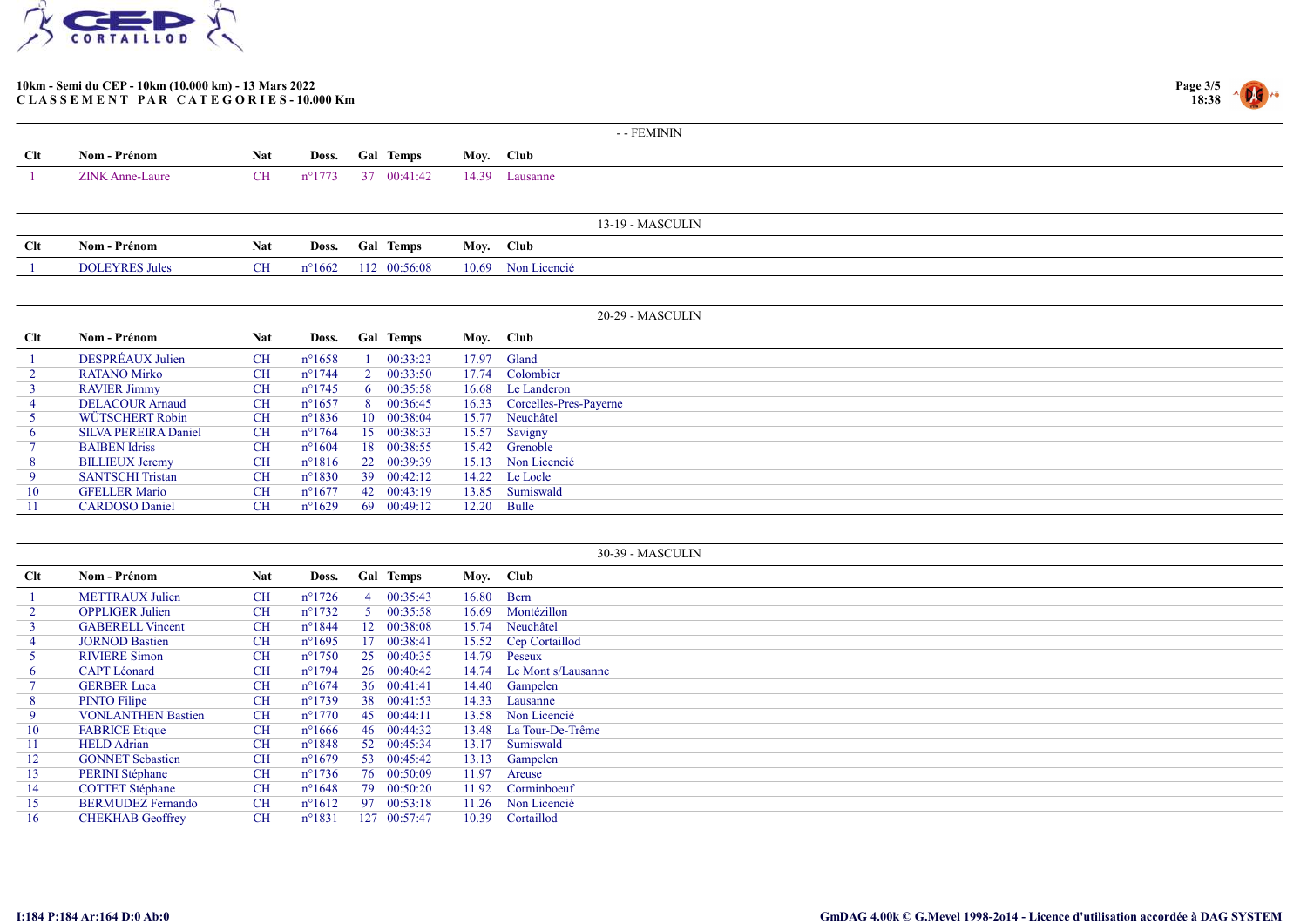**10km - Semi du CEP - 10km (10.000 km) - 13 Mars 2022**
**CLASSEMENT PAR CATEGORIES - 10.000 Km**

## - - FEMININ

| Clt | Nom - Prénom | Nat | Doss. | Gal | Temps | Moy. | Club |
|---|---|---|---|---|---|---|---|
| 1 | ZINK Anne-Laure | CH | n°1773 | 37 | 00:41:42 | 14.39 | Lausanne |

## 13-19 - MASCULIN

| Clt | Nom - Prénom | Nat | Doss. | Gal | Temps | Moy. | Club |
|---|---|---|---|---|---|---|---|
| 1 | DOLEYRES Jules | CH | n°1662 | 112 | 00:56:08 | 10.69 | Non Licencié |

## 20-29 - MASCULIN

| Clt | Nom - Prénom | Nat | Doss. | Gal | Temps | Moy. | Club |
|---|---|---|---|---|---|---|---|
| 1 | DESPRÉAUX Julien | CH | n°1658 | 1 | 00:33:23 | 17.97 | Gland |
| 2 | RATANO Mirko | CH | n°1744 | 2 | 00:33:50 | 17.74 | Colombier |
| 3 | RAVIER Jimmy | CH | n°1745 | 6 | 00:35:58 | 16.68 | Le Landeron |
| 4 | DELACOUR Arnaud | CH | n°1657 | 8 | 00:36:45 | 16.33 | Corcelles-Pres-Payerne |
| 5 | WÜTSCHERT Robin | CH | n°1836 | 10 | 00:38:04 | 15.77 | Neuchâtel |
| 6 | SILVA PEREIRA Daniel | CH | n°1764 | 15 | 00:38:33 | 15.57 | Savigny |
| 7 | BAIBEN Idriss | CH | n°1604 | 18 | 00:38:55 | 15.42 | Grenoble |
| 8 | BILLIEUX Jeremy | CH | n°1816 | 22 | 00:39:39 | 15.13 | Non Licencié |
| 9 | SANTSCHI Tristan | CH | n°1830 | 39 | 00:42:12 | 14.22 | Le Locle |
| 10 | GFELLER Mario | CH | n°1677 | 42 | 00:43:19 | 13.85 | Sumiswald |
| 11 | CARDOSO Daniel | CH | n°1629 | 69 | 00:49:12 | 12.20 | Bulle |

## 30-39 - MASCULIN

| Clt | Nom - Prénom | Nat | Doss. | Gal | Temps | Moy. | Club |
|---|---|---|---|---|---|---|---|
| 1 | METTRAUX Julien | CH | n°1726 | 4 | 00:35:43 | 16.80 | Bern |
| 2 | OPPLIGER Julien | CH | n°1732 | 5 | 00:35:58 | 16.69 | Montézillon |
| 3 | GABERELL Vincent | CH | n°1844 | 12 | 00:38:08 | 15.74 | Neuchâtel |
| 4 | JORNOD Bastien | CH | n°1695 | 17 | 00:38:41 | 15.52 | Cep Cortaillod |
| 5 | RIVIERE Simon | CH | n°1750 | 25 | 00:40:35 | 14.79 | Peseux |
| 6 | CAPT Léonard | CH | n°1794 | 26 | 00:40:42 | 14.74 | Le Mont s/Lausanne |
| 7 | GERBER Luca | CH | n°1674 | 36 | 00:41:41 | 14.40 | Gampelen |
| 8 | PINTO Filipe | CH | n°1739 | 38 | 00:41:53 | 14.33 | Lausanne |
| 9 | VONLANTHEN Bastien | CH | n°1770 | 45 | 00:44:11 | 13.58 | Non Licencié |
| 10 | FABRICE Etique | CH | n°1666 | 46 | 00:44:32 | 13.48 | La Tour-De-Trême |
| 11 | HELD Adrian | CH | n°1848 | 52 | 00:45:34 | 13.17 | Sumiswald |
| 12 | GONNET Sebastien | CH | n°1679 | 53 | 00:45:42 | 13.13 | Gampelen |
| 13 | PERINI Stéphane | CH | n°1736 | 76 | 00:50:09 | 11.97 | Areuse |
| 14 | COTTET Stéphane | CH | n°1648 | 79 | 00:50:20 | 11.92 | Corminboeuf |
| 15 | BERMUDEZ Fernando | CH | n°1612 | 97 | 00:53:18 | 11.26 | Non Licencié |
| 16 | CHEKHAB Geoffrey | CH | n°1831 | 127 | 00:57:47 | 10.39 | Cortaillod |

I:184 P:184 Ar:164 D:0 Ab:0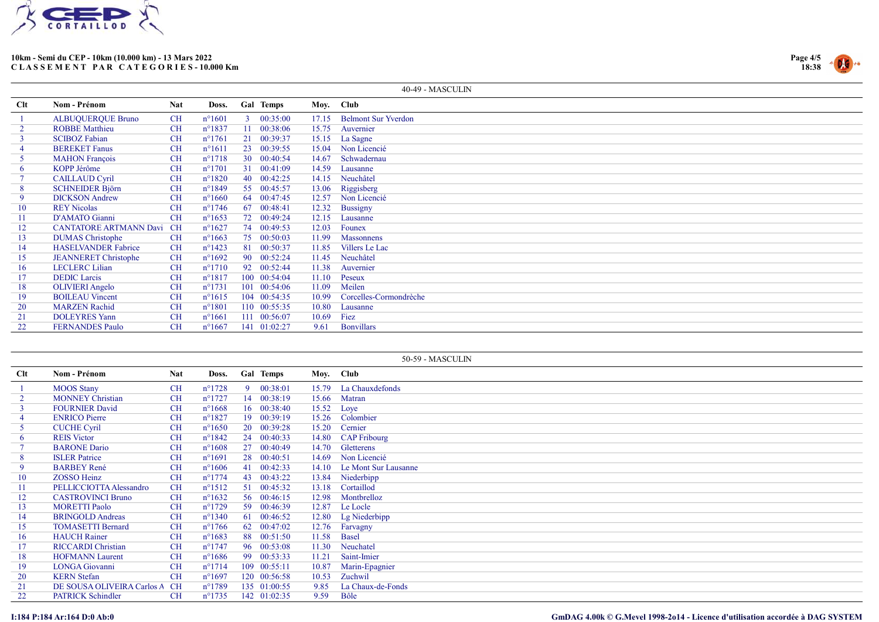10km - Semi du CEP - 10km (10.000 km) - 13 Mars 2022
**CLASSEMENT PAR CATEGORIES - 10.000 Km**

### 40-49 - MASCULIN

| Clt | Nom - Prénom | Nat | Doss. | Gal | Temps | Moy. | Club |
|---|---|---|---|---|---|---|---|
| 1 | ALBUQUERQUE Bruno | CH | n°1601 | 3 | 00:35:00 | 17.15 | Belmont Sur Yverdon |
| 2 | ROBBE Matthieu | CH | n°1837 | 11 | 00:38:06 | 15.75 | Auvernier |
| 3 | SCIBOZ Fabian | CH | n°1761 | 21 | 00:39:37 | 15.15 | La Sagne |
| 4 | BEREKET Fanus | CH | n°1611 | 23 | 00:39:55 | 15.04 | Non Licencié |
| 5 | MAHON François | CH | n°1718 | 30 | 00:40:54 | 14.67 | Schwadernau |
| 6 | KOPP Jérôme | CH | n°1701 | 31 | 00:41:09 | 14.59 | Lausanne |
| 7 | CAILLAUD Cyril | CH | n°1820 | 40 | 00:42:25 | 14.15 | Neuchâtel |
| 8 | SCHNEIDER Björn | CH | n°1849 | 55 | 00:45:57 | 13.06 | Riggisberg |
| 9 | DICKSON Andrew | CH | n°1660 | 64 | 00:47:45 | 12.57 | Non Licencié |
| 10 | REY Nicolas | CH | n°1746 | 67 | 00:48:41 | 12.32 | Bussigny |
| 11 | D'AMATO Gianni | CH | n°1653 | 72 | 00:49:24 | 12.15 | Lausanne |
| 12 | CANTATORE ARTMANN Davi | CH | n°1627 | 74 | 00:49:53 | 12.03 | Founex |
| 13 | DUMAS Christophe | CH | n°1663 | 75 | 00:50:03 | 11.99 | Massonnens |
| 14 | HASELVANDER Fabrice | CH | n°1423 | 81 | 00:50:37 | 11.85 | Villers Le Lac |
| 15 | JEANNERET Christophe | CH | n°1692 | 90 | 00:52:24 | 11.45 | Neuchâtel |
| 16 | LECLERC Lilian | CH | n°1710 | 92 | 00:52:44 | 11.38 | Auvernier |
| 17 | DEDIC Larcis | CH | n°1817 | 100 | 00:54:04 | 11.10 | Peseux |
| 18 | OLIVIERI Angelo | CH | n°1731 | 101 | 00:54:06 | 11.09 | Meilen |
| 19 | BOILEAU Vincent | CH | n°1615 | 104 | 00:54:35 | 10.99 | Corcelles-Cormondrèche |
| 20 | MARZEN Rachid | CH | n°1801 | 110 | 00:55:35 | 10.80 | Lausanne |
| 21 | DOLEYRES Yann | CH | n°1661 | 111 | 00:56:07 | 10.69 | Fiez |
| 22 | FERNANDES Paulo | CH | n°1667 | 141 | 01:02:27 | 9.61 | Bonvillars |

### 50-59 - MASCULIN

| Clt | Nom - Prénom | Nat | Doss. | Gal | Temps | Moy. | Club |
|---|---|---|---|---|---|---|---|
| 1 | MOOS Stany | CH | n°1728 | 9 | 00:38:01 | 15.79 | La Chauxdefonds |
| 2 | MONNEY Christian | CH | n°1727 | 14 | 00:38:19 | 15.66 | Matran |
| 3 | FOURNIER David | CH | n°1668 | 16 | 00:38:40 | 15.52 | Loye |
| 4 | ENRICO Pierre | CH | n°1827 | 19 | 00:39:19 | 15.26 | Colombier |
| 5 | CUCHE Cyril | CH | n°1650 | 20 | 00:39:28 | 15.20 | Cernier |
| 6 | REIS Victor | CH | n°1842 | 24 | 00:40:33 | 14.80 | CAP Fribourg |
| 7 | BARONE Dario | CH | n°1608 | 27 | 00:40:49 | 14.70 | Gletterens |
| 8 | ISLER Patrice | CH | n°1691 | 28 | 00:40:51 | 14.69 | Non Licencié |
| 9 | BARBEY René | CH | n°1606 | 41 | 00:42:33 | 14.10 | Le Mont Sur Lausanne |
| 10 | ZOSSO Heinz | CH | n°1774 | 43 | 00:43:22 | 13.84 | Niederbipp |
| 11 | PELLICCIOTTA Alessandro | CH | n°1512 | 51 | 00:45:32 | 13.18 | Cortaillod |
| 12 | CASTROVINCI Bruno | CH | n°1632 | 56 | 00:46:15 | 12.98 | Montbrelloz |
| 13 | MORETTI Paolo | CH | n°1729 | 59 | 00:46:39 | 12.87 | Le Locle |
| 14 | BRINGOLD Andreas | CH | n°1340 | 61 | 00:46:52 | 12.80 | Lg Niederbipp |
| 15 | TOMASETTI Bernard | CH | n°1766 | 62 | 00:47:02 | 12.76 | Farvagny |
| 16 | HAUCH Rainer | CH | n°1683 | 88 | 00:51:50 | 11.58 | Basel |
| 17 | RICCARDI Christian | CH | n°1747 | 96 | 00:53:08 | 11.30 | Neuchatel |
| 18 | HOFMANN Laurent | CH | n°1686 | 99 | 00:53:33 | 11.21 | Saint-Imier |
| 19 | LONGA Giovanni | CH | n°1714 | 109 | 00:55:11 | 10.87 | Marin-Epagnier |
| 20 | KERN Stefan | CH | n°1697 | 120 | 00:56:58 | 10.53 | Zuchwil |
| 21 | DE SOUSA OLIVEIRA Carlos A | CH | n°1789 | 135 | 01:00:55 | 9.85 | La Chaux-de-Fonds |
| 22 | PATRICK Schindler | CH | n°1735 | 142 | 01:02:35 | 9.59 | Bôle |

I:184 P:184 Ar:164 D:0 Ab:0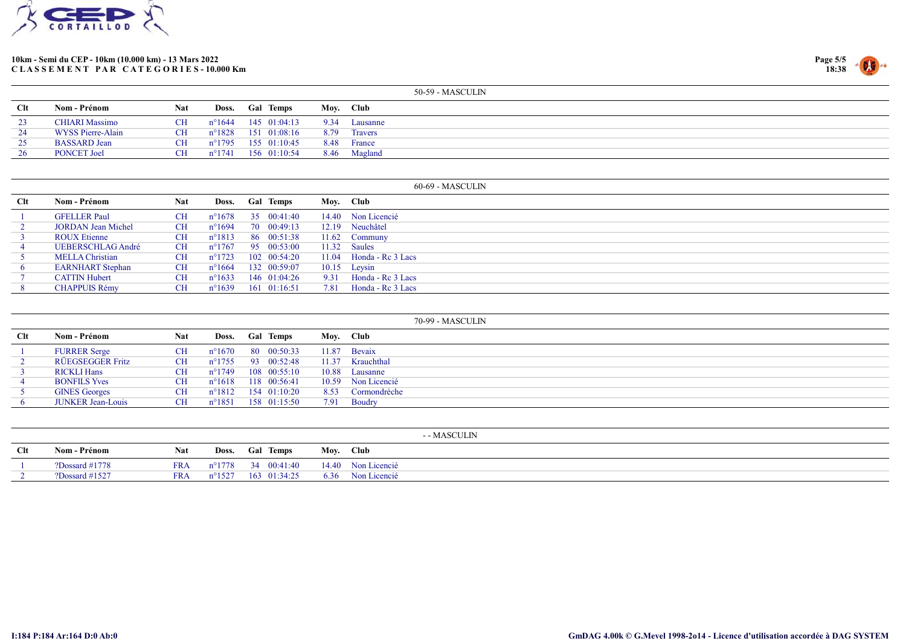**10km - Semi du CEP - 10km (10.000 km) - 13 Mars 2022**
**CLASSEMENT PAR CATEGORIES - 10.000 Km**

### 50-59 - MASCULIN

| Clt | Nom - Prénom | Nat | Doss. | Gal | Temps | Moy. | Club |
|---|---|---|---|---|---|---|---|
| 23 | CHIARI Massimo | CH | n°1644 | 145 | 01:04:13 | 9.34 | Lausanne |
| 24 | WYSS Pierre-Alain | CH | n°1828 | 151 | 01:08:16 | 8.79 | Travers |
| 25 | BASSARD Jean | CH | n°1795 | 155 | 01:10:45 | 8.48 | France |
| 26 | PONCET Joel | CH | n°1741 | 156 | 01:10:54 | 8.46 | Magland |

### 60-69 - MASCULIN

| Clt | Nom - Prénom | Nat | Doss. | Gal | Temps | Moy. | Club |
|---|---|---|---|---|---|---|---|
| 1 | GFELLER Paul | CH | n°1678 | 35 | 00:41:40 | 14.40 | Non Licencié |
| 2 | JORDAN Jean Michel | CH | n°1694 | 70 | 00:49:13 | 12.19 | Neuchâtel |
| 3 | ROUX Etienne | CH | n°1813 | 86 | 00:51:38 | 11.62 | Communy |
| 4 | UEBERSCHLAG André | CH | n°1767 | 95 | 00:53:00 | 11.32 | Saules |
| 5 | MELLA Christian | CH | n°1723 | 102 | 00:54:20 | 11.04 | Honda - Rc 3 Lacs |
| 6 | EARNHART Stephan | CH | n°1664 | 132 | 00:59:07 | 10.15 | Leysin |
| 7 | CATTIN Hubert | CH | n°1633 | 146 | 01:04:26 | 9.31 | Honda - Rc 3 Lacs |
| 8 | CHAPPUIS Rémy | CH | n°1639 | 161 | 01:16:51 | 7.81 | Honda - Rc 3 Lacs |

### 70-99 - MASCULIN

| Clt | Nom - Prénom | Nat | Doss. | Gal | Temps | Moy. | Club |
|---|---|---|---|---|---|---|---|
| 1 | FURRER Serge | CH | n°1670 | 80 | 00:50:33 | 11.87 | Bevaix |
| 2 | RÜEGSEGGER Fritz | CH | n°1755 | 93 | 00:52:48 | 11.37 | Krauchthal |
| 3 | RICKLI Hans | CH | n°1749 | 108 | 00:55:10 | 10.88 | Lausanne |
| 4 | BONFILS Yves | CH | n°1618 | 118 | 00:56:41 | 10.59 | Non Licencié |
| 5 | GINES Georges | CH | n°1812 | 154 | 01:10:20 | 8.53 | Cormondrèche |
| 6 | JUNKER Jean-Louis | CH | n°1851 | 158 | 01:15:50 | 7.91 | Boudry |

### - - MASCULIN

| Clt | Nom - Prénom | Nat | Doss. | Gal | Temps | Moy. | Club |
|---|---|---|---|---|---|---|---|
| 1 | ?Dossard #1778 | FRA | n°1778 | 34 | 00:41:40 | 14.40 | Non Licencié |
| 2 | ?Dossard #1527 | FRA | n°1527 | 163 | 01:34:25 | 6.36 | Non Licencié |

I:184 P:184 Ar:164 D:0 Ab:0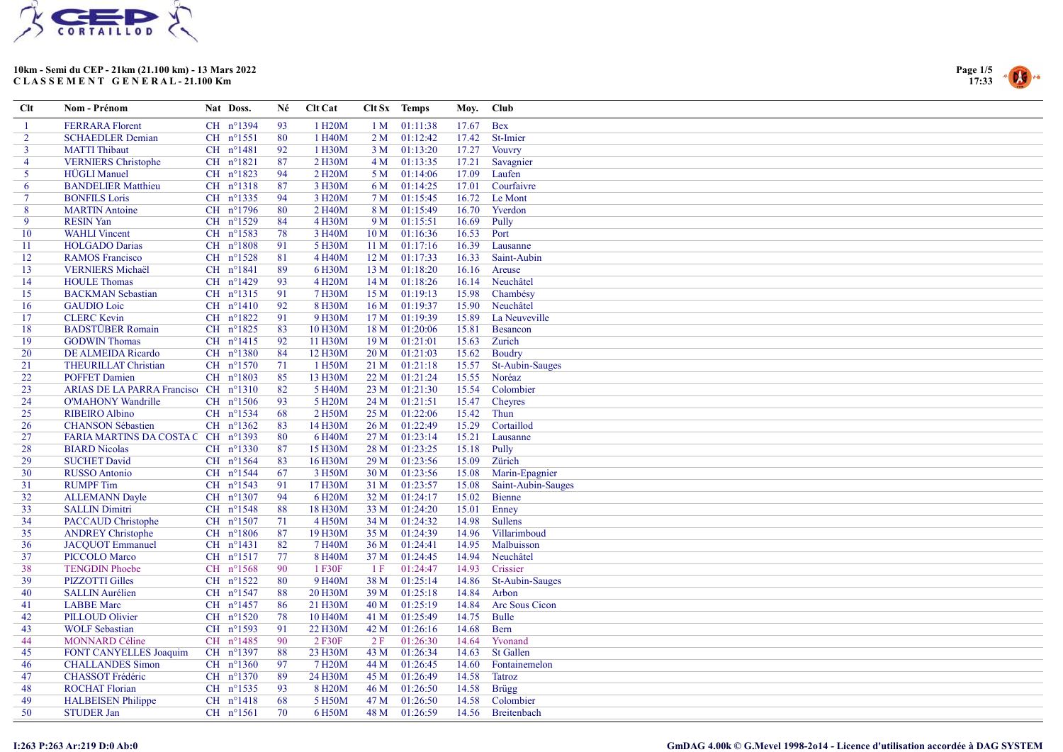**10km - Semi du CEP - 21km (21.100 km) - 13 Mars 2022**
**C L A S S E M E N T G E N E R A L - 21.100 Km**

| Clt | Nom - Prénom | Nat | Doss. | Né | Clt Cat | Clt Sx | Temps | Moy. | Club |
|---|---|---|---|---|---|---|---|---|---|
| 1 | FERRARA Florent | CH | n°1394 | 93 | 1 H20M | 1 M | 01:11:38 | 17.67 | Bex |
| 2 | SCHAEDLER Demian | CH | n°1551 | 80 | 1 H40M | 2 M | 01:12:42 | 17.42 | St-Imier |
| 3 | MATTI Thibaut | CH | n°1481 | 92 | 1 H30M | 3 M | 01:13:20 | 17.27 | Vouvry |
| 4 | VERNIERS Christophe | CH | n°1821 | 87 | 2 H30M | 4 M | 01:13:35 | 17.21 | Savagnier |
| 5 | HÜGLI Manuel | CH | n°1823 | 94 | 2 H20M | 5 M | 01:14:06 | 17.09 | Laufen |
| 6 | BANDELIER Matthieu | CH | n°1318 | 87 | 3 H30M | 6 M | 01:14:25 | 17.01 | Courfaivre |
| 7 | BONFILS Loris | CH | n°1335 | 94 | 3 H20M | 7 M | 01:15:45 | 16.72 | Le Mont |
| 8 | MARTIN Antoine | CH | n°1796 | 80 | 2 H40M | 8 M | 01:15:49 | 16.70 | Yverdon |
| 9 | RESIN Yan | CH | n°1529 | 84 | 4 H30M | 9 M | 01:15:51 | 16.69 | Pully |
| 10 | WAHLI Vincent | CH | n°1583 | 78 | 3 H40M | 10 M | 01:16:36 | 16.53 | Port |
| 11 | HOLGADO Darias | CH | n°1808 | 91 | 5 H30M | 11 M | 01:17:16 | 16.39 | Lausanne |
| 12 | RAMOS Francisco | CH | n°1528 | 81 | 4 H40M | 12 M | 01:17:33 | 16.33 | Saint-Aubin |
| 13 | VERNIERS Michaël | CH | n°1841 | 89 | 6 H30M | 13 M | 01:18:20 | 16.16 | Areuse |
| 14 | HOULE Thomas | CH | n°1429 | 93 | 4 H20M | 14 M | 01:18:26 | 16.14 | Neuchâtel |
| 15 | BACKMAN Sebastian | CH | n°1315 | 91 | 7 H30M | 15 M | 01:19:13 | 15.98 | Chambésy |
| 16 | GAUDIO Loic | CH | n°1410 | 92 | 8 H30M | 16 M | 01:19:37 | 15.90 | Neuchâtel |
| 17 | CLERC Kevin | CH | n°1822 | 91 | 9 H30M | 17 M | 01:19:39 | 15.89 | La Neuveville |
| 18 | BADSTÜBER Romain | CH | n°1825 | 83 | 10 H30M | 18 M | 01:20:06 | 15.81 | Besancon |
| 19 | GODWIN Thomas | CH | n°1415 | 92 | 11 H30M | 19 M | 01:21:01 | 15.63 | Zurich |
| 20 | DE ALMEIDA Ricardo | CH | n°1380 | 84 | 12 H30M | 20 M | 01:21:03 | 15.62 | Boudry |
| 21 | THEURILLAT Christian | CH | n°1570 | 71 | 1 H50M | 21 M | 01:21:18 | 15.57 | St-Aubin-Sauges |
| 22 | POFFET Damien | CH | n°1803 | 85 | 13 H30M | 22 M | 01:21:24 | 15.55 | Noréaz |
| 23 | ARIAS DE LA PARRA Francisc | CH | n°1310 | 82 | 5 H40M | 23 M | 01:21:30 | 15.54 | Colombier |
| 24 | O'MAHONY Wandrille | CH | n°1506 | 93 | 5 H20M | 24 M | 01:21:51 | 15.47 | Cheyres |
| 25 | RIBEIRO Albino | CH | n°1534 | 68 | 2 H50M | 25 M | 01:22:06 | 15.42 | Thun |
| 26 | CHANSON Sébastien | CH | n°1362 | 83 | 14 H30M | 26 M | 01:22:49 | 15.29 | Cortaillod |
| 27 | FARIA MARTINS DA COSTA C | CH | n°1393 | 80 | 6 H40M | 27 M | 01:23:14 | 15.21 | Lausanne |
| 28 | BIARD Nicolas | CH | n°1330 | 87 | 15 H30M | 28 M | 01:23:25 | 15.18 | Pully |
| 29 | SUCHET David | CH | n°1564 | 83 | 16 H30M | 29 M | 01:23:56 | 15.09 | Zürich |
| 30 | RUSSO Antonio | CH | n°1544 | 67 | 3 H50M | 30 M | 01:23:56 | 15.08 | Marin-Epagnier |
| 31 | RUMPF Tim | CH | n°1543 | 91 | 17 H30M | 31 M | 01:23:57 | 15.08 | Saint-Aubin-Sauges |
| 32 | ALLEMANN Dayle | CH | n°1307 | 94 | 6 H20M | 32 M | 01:24:17 | 15.02 | Bienne |
| 33 | SALLIN Dimitri | CH | n°1548 | 88 | 18 H30M | 33 M | 01:24:20 | 15.01 | Enney |
| 34 | PACCAUD Christophe | CH | n°1507 | 71 | 4 H50M | 34 M | 01:24:32 | 14.98 | Sullens |
| 35 | ANDREY Christophe | CH | n°1806 | 87 | 19 H30M | 35 M | 01:24:39 | 14.96 | Villarimboud |
| 36 | JACQUOT Emmanuel | CH | n°1431 | 82 | 7 H40M | 36 M | 01:24:41 | 14.95 | Malbuisson |
| 37 | PICCOLO Marco | CH | n°1517 | 77 | 8 H40M | 37 M | 01:24:45 | 14.94 | Neuchâtel |
| 38 | TENGDIN Phoebe | CH | n°1568 | 90 | 1 F30F | 1 F | 01:24:47 | 14.93 | Crissier |
| 39 | PIZZOTTI Gilles | CH | n°1522 | 80 | 9 H40M | 38 M | 01:25:14 | 14.86 | St-Aubin-Sauges |
| 40 | SALLIN Aurélien | CH | n°1547 | 88 | 20 H30M | 39 M | 01:25:18 | 14.84 | Arbon |
| 41 | LABBE Marc | CH | n°1457 | 86 | 21 H30M | 40 M | 01:25:19 | 14.84 | Arc Sous Cicon |
| 42 | PILLOUD Olivier | CH | n°1520 | 78 | 10 H40M | 41 M | 01:25:49 | 14.75 | Bulle |
| 43 | WOLF Sebastian | CH | n°1593 | 91 | 22 H30M | 42 M | 01:26:16 | 14.68 | Bern |
| 44 | MONNARD Céline | CH | n°1485 | 90 | 2 F30F | 2 F | 01:26:30 | 14.64 | Yvonand |
| 45 | FONT CANYELLES Joaquim | CH | n°1397 | 88 | 23 H30M | 43 M | 01:26:34 | 14.63 | St Gallen |
| 46 | CHALLANDES Simon | CH | n°1360 | 97 | 7 H20M | 44 M | 01:26:45 | 14.60 | Fontainemelon |
| 47 | CHASSOT Frédéric | CH | n°1370 | 89 | 24 H30M | 45 M | 01:26:49 | 14.58 | Tatroz |
| 48 | ROCHAT Florian | CH | n°1535 | 93 | 8 H20M | 46 M | 01:26:50 | 14.58 | Brügg |
| 49 | HALBEISEN Philippe | CH | n°1418 | 68 | 5 H50M | 47 M | 01:26:50 | 14.58 | Colombier |
| 50 | STUDER Jan | CH | n°1561 | 70 | 6 H50M | 48 M | 01:26:59 | 14.56 | Breitenbach |

I:263 P:263 Ar:219 D:0 Ab:0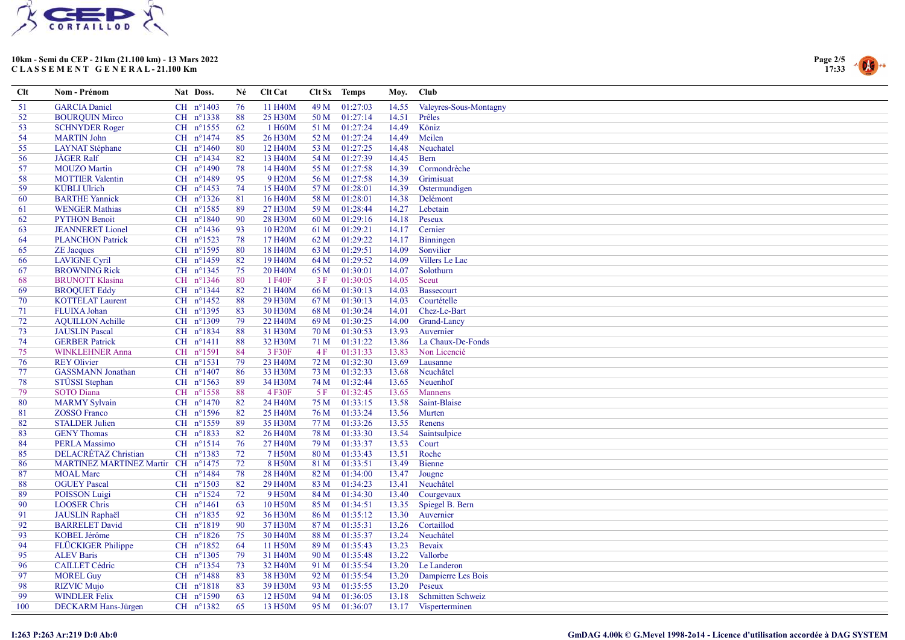**10km - Semi du CEP - 21km (21.100 km) - 13 Mars 2022**
**CLASSEMENT GENERAL - 21.100 Km**

| Clt | Nom - Prénom | Nat | Doss. | Né | Clt Cat | Clt Sx | Temps | Moy. | Club |
|---|---|---|---|---|---|---|---|---|---|
| 51 | GARCIA Daniel | CH | n°1403 | 76 | 11 H40M | 49 M | 01:27:03 | 14.55 | Valeyres-Sous-Montagny |
| 52 | BOURQUIN Mirco | CH | n°1338 | 88 | 25 H30M | 50 M | 01:27:14 | 14.51 | Prêles |
| 53 | SCHNYDER Roger | CH | n°1555 | 62 | 1 H60M | 51 M | 01:27:24 | 14.49 | Köniz |
| 54 | MARTIN John | CH | n°1474 | 85 | 26 H30M | 52 M | 01:27:24 | 14.49 | Meilen |
| 55 | LAYNAT Stéphane | CH | n°1460 | 80 | 12 H40M | 53 M | 01:27:25 | 14.48 | Neuchatel |
| 56 | JÄGER Ralf | CH | n°1434 | 82 | 13 H40M | 54 M | 01:27:39 | 14.45 | Bern |
| 57 | MOUZO Martin | CH | n°1490 | 78 | 14 H40M | 55 M | 01:27:58 | 14.39 | Cormondrèche |
| 58 | MOTTIER Valentin | CH | n°1489 | 95 | 9 H20M | 56 M | 01:27:58 | 14.39 | Grimisuat |
| 59 | KÜBLI Ulrich | CH | n°1453 | 74 | 15 H40M | 57 M | 01:28:01 | 14.39 | Ostermundigen |
| 60 | BARTHE Yannick | CH | n°1326 | 81 | 16 H40M | 58 M | 01:28:01 | 14.38 | Delémont |
| 61 | WENGER Mathias | CH | n°1585 | 89 | 27 H30M | 59 M | 01:28:44 | 14.27 | Lebetain |
| 62 | PYTHON Benoit | CH | n°1840 | 90 | 28 H30M | 60 M | 01:29:16 | 14.18 | Peseux |
| 63 | JEANNERET Lionel | CH | n°1436 | 93 | 10 H20M | 61 M | 01:29:21 | 14.17 | Cernier |
| 64 | PLANCHON Patrick | CH | n°1523 | 78 | 17 H40M | 62 M | 01:29:22 | 14.17 | Binningen |
| 65 | ZE Jacques | CH | n°1595 | 80 | 18 H40M | 63 M | 01:29:51 | 14.09 | Sonvilier |
| 66 | LAVIGNE Cyril | CH | n°1459 | 82 | 19 H40M | 64 M | 01:29:52 | 14.09 | Villers Le Lac |
| 67 | BROWNING Rick | CH | n°1345 | 75 | 20 H40M | 65 M | 01:30:01 | 14.07 | Solothurn |
| 68 | BRUNOTT Klasina | CH | n°1346 | 80 | 1 F40F | 3 F | 01:30:05 | 14.05 | Sceut |
| 69 | BROQUET Eddy | CH | n°1344 | 82 | 21 H40M | 66 M | 01:30:13 | 14.03 | Bassecourt |
| 70 | KOTTELAT Laurent | CH | n°1452 | 88 | 29 H30M | 67 M | 01:30:13 | 14.03 | Courtételle |
| 71 | FLUIXA Johan | CH | n°1395 | 83 | 30 H30M | 68 M | 01:30:24 | 14.01 | Chez-Le-Bart |
| 72 | AQUILLON Achille | CH | n°1309 | 79 | 22 H40M | 69 M | 01:30:25 | 14.00 | Grand-Lancy |
| 73 | JAUSLIN Pascal | CH | n°1834 | 88 | 31 H30M | 70 M | 01:30:53 | 13.93 | Auvernier |
| 74 | GERBER Patrick | CH | n°1411 | 88 | 32 H30M | 71 M | 01:31:22 | 13.86 | La Chaux-De-Fonds |
| 75 | WINKLEHNER Anna | CH | n°1591 | 84 | 3 F30F | 4 F | 01:31:33 | 13.83 | Non Licencié |
| 76 | REY Olivier | CH | n°1531 | 79 | 23 H40M | 72 M | 01:32:30 | 13.69 | Lausanne |
| 77 | GASSMANN Jonathan | CH | n°1407 | 86 | 33 H30M | 73 M | 01:32:33 | 13.68 | Neuchâtel |
| 78 | STÜSSI Stephan | CH | n°1563 | 89 | 34 H30M | 74 M | 01:32:44 | 13.65 | Neuenhof |
| 79 | SOTO Diana | CH | n°1558 | 88 | 4 F30F | 5 F | 01:32:45 | 13.65 | Mannens |
| 80 | MARMY Sylvain | CH | n°1470 | 82 | 24 H40M | 75 M | 01:33:15 | 13.58 | Saint-Blaise |
| 81 | ZOSSO Franco | CH | n°1596 | 82 | 25 H40M | 76 M | 01:33:24 | 13.56 | Murten |
| 82 | STALDER Julien | CH | n°1559 | 89 | 35 H30M | 77 M | 01:33:26 | 13.55 | Renens |
| 83 | GENY Thomas | CH | n°1833 | 82 | 26 H40M | 78 M | 01:33:30 | 13.54 | Saintsulpice |
| 84 | PERLA Massimo | CH | n°1514 | 76 | 27 H40M | 79 M | 01:33:37 | 13.53 | Court |
| 85 | DELACRÉTAZ Christian | CH | n°1383 | 72 | 7 H50M | 80 M | 01:33:43 | 13.51 | Roche |
| 86 | MARTINEZ MARTINEZ Martin | CH | n°1475 | 72 | 8 H50M | 81 M | 01:33:51 | 13.49 | Bienne |
| 87 | MOAL Marc | CH | n°1484 | 78 | 28 H40M | 82 M | 01:34:00 | 13.47 | Jougne |
| 88 | OGUEY Pascal | CH | n°1503 | 82 | 29 H40M | 83 M | 01:34:23 | 13.41 | Neuchâtel |
| 89 | POISSON Luigi | CH | n°1524 | 72 | 9 H50M | 84 M | 01:34:30 | 13.40 | Courgevaux |
| 90 | LOOSER Chris | CH | n°1461 | 63 | 10 H50M | 85 M | 01:34:51 | 13.35 | Spiegel B. Bern |
| 91 | JAUSLIN Raphaël | CH | n°1835 | 92 | 36 H30M | 86 M | 01:35:12 | 13.30 | Auvernier |
| 92 | BARRELET David | CH | n°1819 | 90 | 37 H30M | 87 M | 01:35:31 | 13.26 | Cortaillod |
| 93 | KOBEL Jérôme | CH | n°1826 | 75 | 30 H40M | 88 M | 01:35:37 | 13.24 | Neuchâtel |
| 94 | FLÜCKIGER Philippe | CH | n°1852 | 64 | 11 H50M | 89 M | 01:35:43 | 13.23 | Bevaix |
| 95 | ALEV Baris | CH | n°1305 | 79 | 31 H40M | 90 M | 01:35:48 | 13.22 | Vallorbe |
| 96 | CAILLET Cédric | CH | n°1354 | 73 | 32 H40M | 91 M | 01:35:54 | 13.20 | Le Landeron |
| 97 | MOREL Guy | CH | n°1488 | 83 | 38 H30M | 92 M | 01:35:54 | 13.20 | Dampierre Les Bois |
| 98 | RIZVIC Mujo | CH | n°1818 | 83 | 39 H30M | 93 M | 01:35:55 | 13.20 | Peseux |
| 99 | WINDLER Felix | CH | n°1590 | 63 | 12 H50M | 94 M | 01:36:05 | 13.18 | Schmitten Schweiz |
| 100 | DECKARM Hans-Jürgen | CH | n°1382 | 65 | 13 H50M | 95 M | 01:36:07 | 13.17 | Visperterminen |

I:263 P:263 Ar:219 D:0 Ab:0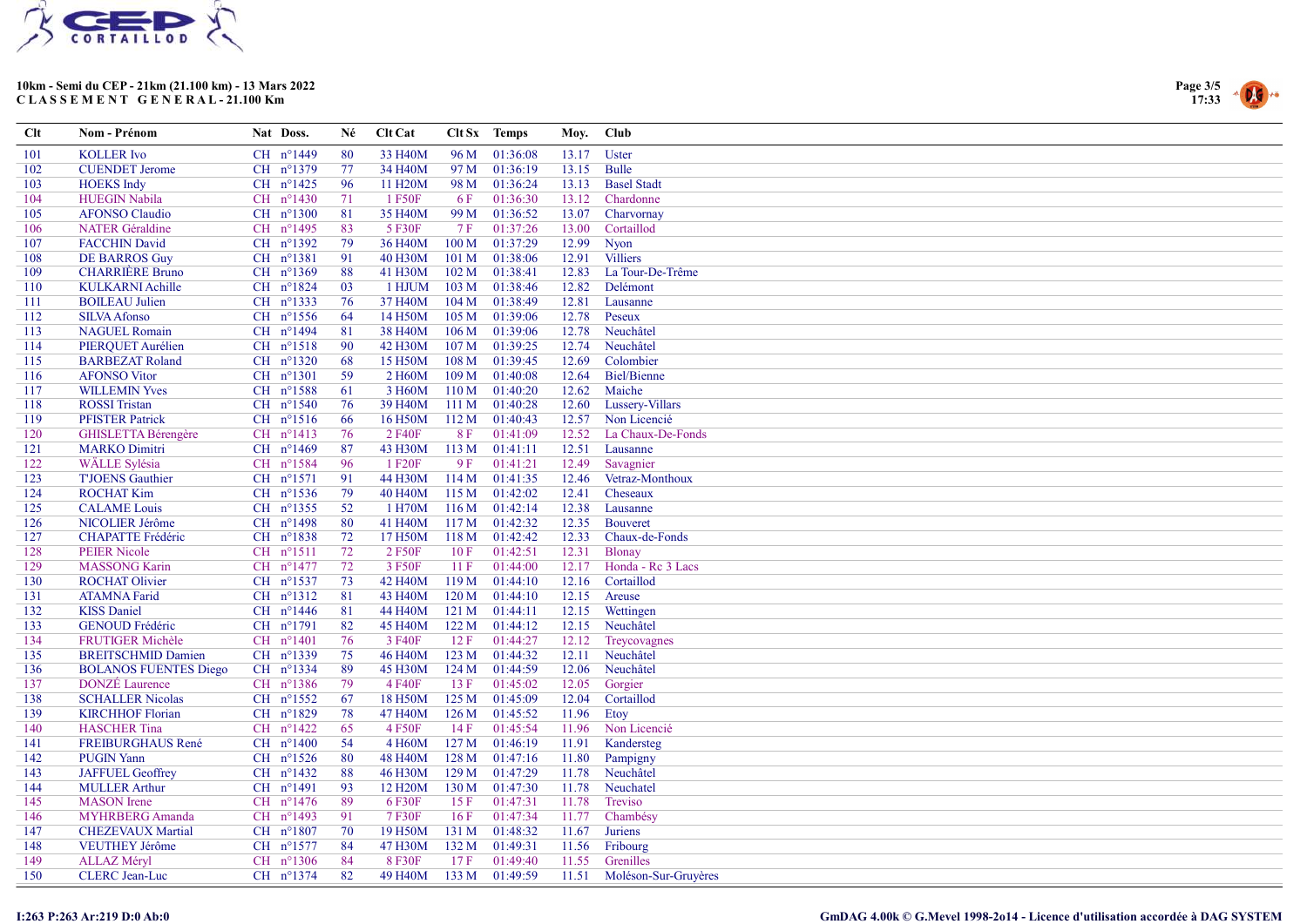**10km - Semi du CEP - 21km (21.100 km) - 13 Mars 2022**
**CLASSEMENT GENERAL - 21.100 Km**

| Clt | Nom - Prénom | Nat | Doss. | Né | Clt Cat | Clt Sx | Temps | Moy. | Club |
|---|---|---|---|---|---|---|---|---|---|
| 101 | KOLLER Ivo | CH | n°1449 | 80 | 33 H40M | 96 M | 01:36:08 | 13.17 | Uster |
| 102 | CUENDET Jerome | CH | n°1379 | 77 | 34 H40M | 97 M | 01:36:19 | 13.15 | Bulle |
| 103 | HOEKS Indy | CH | n°1425 | 96 | 11 H20M | 98 M | 01:36:24 | 13.13 | Basel Stadt |
| 104 | HUEGIN Nabila | CH | n°1430 | 71 | 1 F50F | 6 F | 01:36:30 | 13.12 | Chardonne |
| 105 | AFONSO Claudio | CH | n°1300 | 81 | 35 H40M | 99 M | 01:36:52 | 13.07 | Charvornay |
| 106 | NATER Géraldine | CH | n°1495 | 83 | 5 F30F | 7 F | 01:37:26 | 13.00 | Cortaillod |
| 107 | FACCHIN David | CH | n°1392 | 79 | 36 H40M | 100 M | 01:37:29 | 12.99 | Nyon |
| 108 | DE BARROS Guy | CH | n°1381 | 91 | 40 H30M | 101 M | 01:38:06 | 12.91 | Villiers |
| 109 | CHARRIÈRE Bruno | CH | n°1369 | 88 | 41 H30M | 102 M | 01:38:41 | 12.83 | La Tour-De-Trême |
| 110 | KULKARNI Achille | CH | n°1824 | 03 | 1 HJUM | 103 M | 01:38:46 | 12.82 | Delémont |
| 111 | BOILEAU Julien | CH | n°1333 | 76 | 37 H40M | 104 M | 01:38:49 | 12.81 | Lausanne |
| 112 | SILVA Afonso | CH | n°1556 | 64 | 14 H50M | 105 M | 01:39:06 | 12.78 | Peseux |
| 113 | NAGUEL Romain | CH | n°1494 | 81 | 38 H40M | 106 M | 01:39:06 | 12.78 | Neuchâtel |
| 114 | PIERQUET Aurélien | CH | n°1518 | 90 | 42 H30M | 107 M | 01:39:25 | 12.74 | Neuchâtel |
| 115 | BARBEZAT Roland | CH | n°1320 | 68 | 15 H50M | 108 M | 01:39:45 | 12.69 | Colombier |
| 116 | AFONSO Vitor | CH | n°1301 | 59 | 2 H60M | 109 M | 01:40:08 | 12.64 | Biel/Bienne |
| 117 | WILLEMIN Yves | CH | n°1588 | 61 | 3 H60M | 110 M | 01:40:20 | 12.62 | Maiche |
| 118 | ROSSI Tristan | CH | n°1540 | 76 | 39 H40M | 111 M | 01:40:28 | 12.60 | Lussery-Villars |
| 119 | PFISTER Patrick | CH | n°1516 | 66 | 16 H50M | 112 M | 01:40:43 | 12.57 | Non Licencié |
| 120 | GHISLETTA Bérengère | CH | n°1413 | 76 | 2 F40F | 8 F | 01:41:09 | 12.52 | La Chaux-De-Fonds |
| 121 | MARKO Dimitri | CH | n°1469 | 87 | 43 H30M | 113 M | 01:41:11 | 12.51 | Lausanne |
| 122 | WÄLLE Sylésia | CH | n°1584 | 96 | 1 F20F | 9 F | 01:41:21 | 12.49 | Savagnier |
| 123 | T'JOENS Gauthier | CH | n°1571 | 91 | 44 H30M | 114 M | 01:41:35 | 12.46 | Vetraz-Monthoux |
| 124 | ROCHAT Kim | CH | n°1536 | 79 | 40 H40M | 115 M | 01:42:02 | 12.41 | Cheseaux |
| 125 | CALAME Louis | CH | n°1355 | 52 | 1 H70M | 116 M | 01:42:14 | 12.38 | Lausanne |
| 126 | NICOLIER Jérôme | CH | n°1498 | 80 | 41 H40M | 117 M | 01:42:32 | 12.35 | Bouveret |
| 127 | CHAPATTE Frédéric | CH | n°1838 | 72 | 17 H50M | 118 M | 01:42:42 | 12.33 | Chaux-de-Fonds |
| 128 | PEIER Nicole | CH | n°1511 | 72 | 2 F50F | 10 F | 01:42:51 | 12.31 | Blonay |
| 129 | MASSONG Karin | CH | n°1477 | 72 | 3 F50F | 11 F | 01:44:00 | 12.17 | Honda - Rc 3 Lacs |
| 130 | ROCHAT Olivier | CH | n°1537 | 73 | 42 H40M | 119 M | 01:44:10 | 12.16 | Cortaillod |
| 131 | ATAMNA Farid | CH | n°1312 | 81 | 43 H40M | 120 M | 01:44:10 | 12.15 | Areuse |
| 132 | KISS Daniel | CH | n°1446 | 81 | 44 H40M | 121 M | 01:44:11 | 12.15 | Wettingen |
| 133 | GENOUD Frédéric | CH | n°1791 | 82 | 45 H40M | 122 M | 01:44:12 | 12.15 | Neuchâtel |
| 134 | FRUTIGER Michèle | CH | n°1401 | 76 | 3 F40F | 12 F | 01:44:27 | 12.12 | Treycovagnes |
| 135 | BREITSCHMID Damien | CH | n°1339 | 75 | 46 H40M | 123 M | 01:44:32 | 12.11 | Neuchâtel |
| 136 | BOLANOS FUENTES Diego | CH | n°1334 | 89 | 45 H30M | 124 M | 01:44:59 | 12.06 | Neuchâtel |
| 137 | DONZÉ Laurence | CH | n°1386 | 79 | 4 F40F | 13 F | 01:45:02 | 12.05 | Gorgier |
| 138 | SCHALLER Nicolas | CH | n°1552 | 67 | 18 H50M | 125 M | 01:45:09 | 12.04 | Cortaillod |
| 139 | KIRCHHOF Florian | CH | n°1829 | 78 | 47 H40M | 126 M | 01:45:52 | 11.96 | Etoy |
| 140 | HASCHER Tina | CH | n°1422 | 65 | 4 F50F | 14 F | 01:45:54 | 11.96 | Non Licencié |
| 141 | FREIBURGHAUS René | CH | n°1400 | 54 | 4 H60M | 127 M | 01:46:19 | 11.91 | Kandersteg |
| 142 | PUGIN Yann | CH | n°1526 | 80 | 48 H40M | 128 M | 01:47:16 | 11.80 | Pampigny |
| 143 | JAFFUEL Geoffrey | CH | n°1432 | 88 | 46 H30M | 129 M | 01:47:29 | 11.78 | Neuchâtel |
| 144 | MULLER Arthur | CH | n°1491 | 93 | 12 H20M | 130 M | 01:47:30 | 11.78 | Neuchatel |
| 145 | MASON Irene | CH | n°1476 | 89 | 6 F30F | 15 F | 01:47:31 | 11.78 | Treviso |
| 146 | MYHRBERG Amanda | CH | n°1493 | 91 | 7 F30F | 16 F | 01:47:34 | 11.77 | Chambésy |
| 147 | CHEZEVAUX Martial | CH | n°1807 | 70 | 19 H50M | 131 M | 01:48:32 | 11.67 | Juriens |
| 148 | VEUTHEY Jérôme | CH | n°1577 | 84 | 47 H30M | 132 M | 01:49:31 | 11.56 | Fribourg |
| 149 | ALLAZ Méryl | CH | n°1306 | 84 | 8 F30F | 17 F | 01:49:40 | 11.55 | Grenilles |
| 150 | CLERC Jean-Luc | CH | n°1374 | 82 | 49 H40M | 133 M | 01:49:59 | 11.51 | Moléson-Sur-Gruyères |

I:263 P:263 Ar:219 D:0 Ab:0

GmDAG 4.00k © G.Mevel 1998-2o14 - Licence d'utilisation accordée à DAG SYSTEM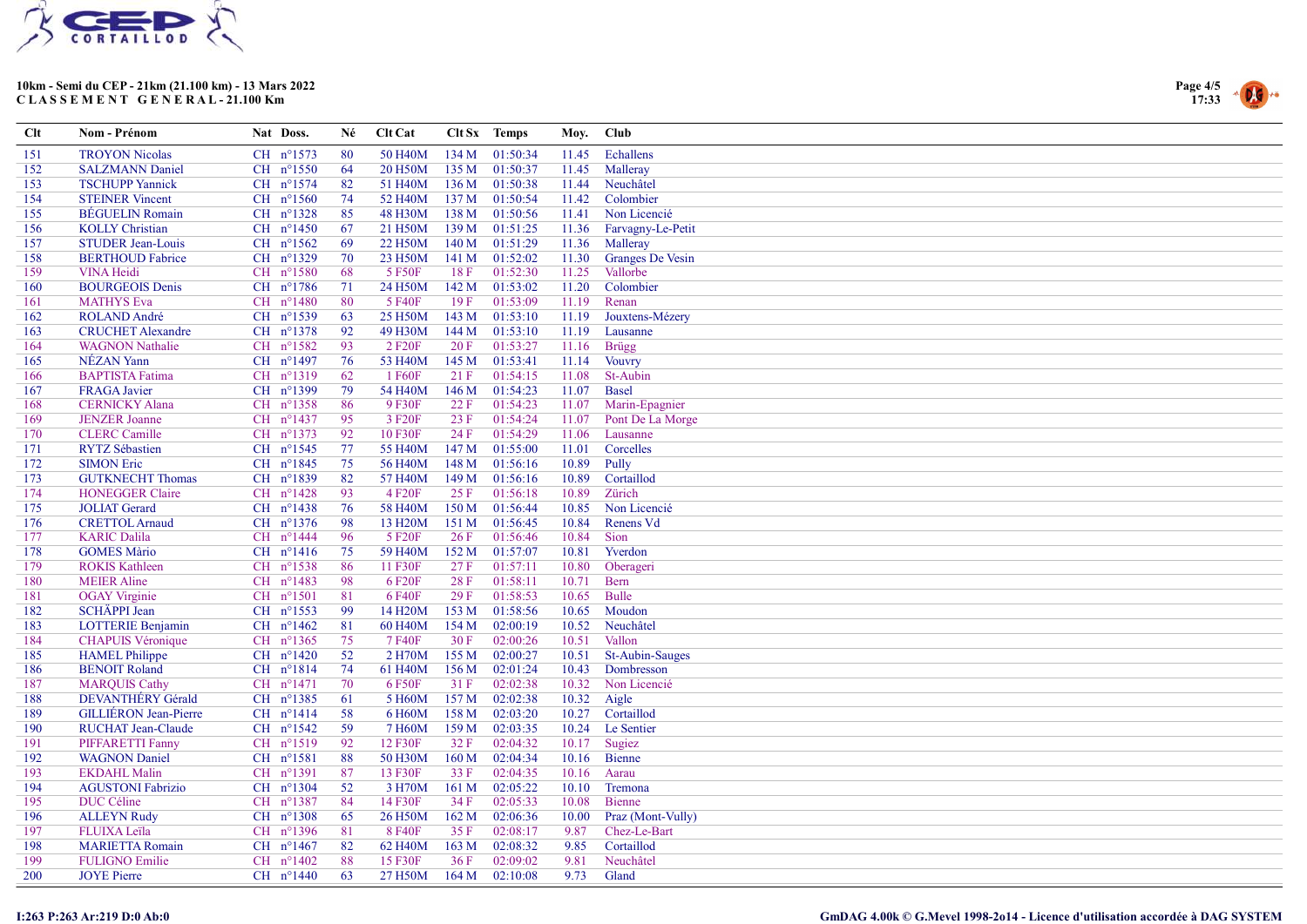**10km - Semi du CEP - 21km (21.100 km) - 13 Mars 2022**
**CLASSEMENT GENERAL - 21.100 Km**

| Clt | Nom - Prénom | Nat | Doss. | Né | Clt Cat | Clt Sx | Temps | Moy. | Club |
|---|---|---|---|---|---|---|---|---|---|
| 151 | TROYON Nicolas | CH | n°1573 | 80 | 50 H40M | 134 M | 01:50:34 | 11.45 | Echallens |
| 152 | SALZMANN Daniel | CH | n°1550 | 64 | 20 H50M | 135 M | 01:50:37 | 11.45 | Malleray |
| 153 | TSCHUPP Yannick | CH | n°1574 | 82 | 51 H40M | 136 M | 01:50:38 | 11.44 | Neuchâtel |
| 154 | STEINER Vincent | CH | n°1560 | 74 | 52 H40M | 137 M | 01:50:54 | 11.42 | Colombier |
| 155 | BÉGUELIN Romain | CH | n°1328 | 85 | 48 H30M | 138 M | 01:50:56 | 11.41 | Non Licencié |
| 156 | KOLLY Christian | CH | n°1450 | 67 | 21 H50M | 139 M | 01:51:25 | 11.36 | Farvagny-Le-Petit |
| 157 | STUDER Jean-Louis | CH | n°1562 | 69 | 22 H50M | 140 M | 01:51:29 | 11.36 | Malleray |
| 158 | BERTHOUD Fabrice | CH | n°1329 | 70 | 23 H50M | 141 M | 01:52:02 | 11.30 | Granges De Vesin |
| 159 | VINA Heidi | CH | n°1580 | 68 | 5 F50F | 18 F | 01:52:30 | 11.25 | Vallorbe |
| 160 | BOURGEOIS Denis | CH | n°1786 | 71 | 24 H50M | 142 M | 01:53:02 | 11.20 | Colombier |
| 161 | MATHYS Eva | CH | n°1480 | 80 | 5 F40F | 19 F | 01:53:09 | 11.19 | Renan |
| 162 | ROLAND André | CH | n°1539 | 63 | 25 H50M | 143 M | 01:53:10 | 11.19 | Jouxtens-Mézery |
| 163 | CRUCHET Alexandre | CH | n°1378 | 92 | 49 H30M | 144 M | 01:53:10 | 11.19 | Lausanne |
| 164 | WAGNON Nathalie | CH | n°1582 | 93 | 2 F20F | 20 F | 01:53:27 | 11.16 | Brügg |
| 165 | NÉZAN Yann | CH | n°1497 | 76 | 53 H40M | 145 M | 01:53:41 | 11.14 | Vouvry |
| 166 | BAPTISTA Fatima | CH | n°1319 | 62 | 1 F60F | 21 F | 01:54:15 | 11.08 | St-Aubin |
| 167 | FRAGA Javier | CH | n°1399 | 79 | 54 H40M | 146 M | 01:54:23 | 11.07 | Basel |
| 168 | CERNICKY Alana | CH | n°1358 | 86 | 9 F30F | 22 F | 01:54:23 | 11.07 | Marin-Epagnier |
| 169 | JENZER Joanne | CH | n°1437 | 95 | 3 F20F | 23 F | 01:54:24 | 11.07 | Pont De La Morge |
| 170 | CLERC Camille | CH | n°1373 | 92 | 10 F30F | 24 F | 01:54:29 | 11.06 | Lausanne |
| 171 | RYTZ Sébastien | CH | n°1545 | 77 | 55 H40M | 147 M | 01:55:00 | 11.01 | Corcelles |
| 172 | SIMON Eric | CH | n°1845 | 75 | 56 H40M | 148 M | 01:56:16 | 10.89 | Pully |
| 173 | GUTKNECHT Thomas | CH | n°1839 | 82 | 57 H40M | 149 M | 01:56:16 | 10.89 | Cortaillod |
| 174 | HONEGGER Claire | CH | n°1428 | 93 | 4 F20F | 25 F | 01:56:18 | 10.89 | Zürich |
| 175 | JOLIAT Gerard | CH | n°1438 | 76 | 58 H40M | 150 M | 01:56:44 | 10.85 | Non Licencié |
| 176 | CRETTOL Arnaud | CH | n°1376 | 98 | 13 H20M | 151 M | 01:56:45 | 10.84 | Renens Vd |
| 177 | KARIC Dalila | CH | n°1444 | 96 | 5 F20F | 26 F | 01:56:46 | 10.84 | Sion |
| 178 | GOMES Mário | CH | n°1416 | 75 | 59 H40M | 152 M | 01:57:07 | 10.81 | Yverdon |
| 179 | ROKIS Kathleen | CH | n°1538 | 86 | 11 F30F | 27 F | 01:57:11 | 10.80 | Oberageri |
| 180 | MEIER Aline | CH | n°1483 | 98 | 6 F20F | 28 F | 01:58:11 | 10.71 | Bern |
| 181 | OGAY Virginie | CH | n°1501 | 81 | 6 F40F | 29 F | 01:58:53 | 10.65 | Bulle |
| 182 | SCHÄPPI Jean | CH | n°1553 | 99 | 14 H20M | 153 M | 01:58:56 | 10.65 | Moudon |
| 183 | LOTTERIE Benjamin | CH | n°1462 | 81 | 60 H40M | 154 M | 02:00:19 | 10.52 | Neuchâtel |
| 184 | CHAPUIS Véronique | CH | n°1365 | 75 | 7 F40F | 30 F | 02:00:26 | 10.51 | Vallon |
| 185 | HAMEL Philippe | CH | n°1420 | 52 | 2 H70M | 155 M | 02:00:27 | 10.51 | St-Aubin-Sauges |
| 186 | BENOIT Roland | CH | n°1814 | 74 | 61 H40M | 156 M | 02:01:24 | 10.43 | Dombresson |
| 187 | MARQUIS Cathy | CH | n°1471 | 70 | 6 F50F | 31 F | 02:02:38 | 10.32 | Non Licencié |
| 188 | DEVANTHÉRY Gérald | CH | n°1385 | 61 | 5 H60M | 157 M | 02:02:38 | 10.32 | Aigle |
| 189 | GILLIÉRON Jean-Pierre | CH | n°1414 | 58 | 6 H60M | 158 M | 02:03:20 | 10.27 | Cortaillod |
| 190 | RUCHAT Jean-Claude | CH | n°1542 | 59 | 7 H60M | 159 M | 02:03:35 | 10.24 | Le Sentier |
| 191 | PIFFARETTI Fanny | CH | n°1519 | 92 | 12 F30F | 32 F | 02:04:32 | 10.17 | Sugiez |
| 192 | WAGNON Daniel | CH | n°1581 | 88 | 50 H30M | 160 M | 02:04:34 | 10.16 | Bienne |
| 193 | EKDAHL Malin | CH | n°1391 | 87 | 13 F30F | 33 F | 02:04:35 | 10.16 | Aarau |
| 194 | AGUSTONI Fabrizio | CH | n°1304 | 52 | 3 H70M | 161 M | 02:05:22 | 10.10 | Tremona |
| 195 | DUC Céline | CH | n°1387 | 84 | 14 F30F | 34 F | 02:05:33 | 10.08 | Bienne |
| 196 | ALLEYN Rudy | CH | n°1308 | 65 | 26 H50M | 162 M | 02:06:36 | 10.00 | Praz (Mont-Vully) |
| 197 | FLUIXA Leïla | CH | n°1396 | 81 | 8 F40F | 35 F | 02:08:17 | 9.87 | Chez-Le-Bart |
| 198 | MARIETTA Romain | CH | n°1467 | 82 | 62 H40M | 163 M | 02:08:32 | 9.85 | Cortaillod |
| 199 | FULIGNO Emilie | CH | n°1402 | 88 | 15 F30F | 36 F | 02:09:02 | 9.81 | Neuchâtel |
| 200 | JOYE Pierre | CH | n°1440 | 63 | 27 H50M | 164 M | 02:10:08 | 9.73 | Gland |

I:263 P:263 Ar:219 D:0 Ab:0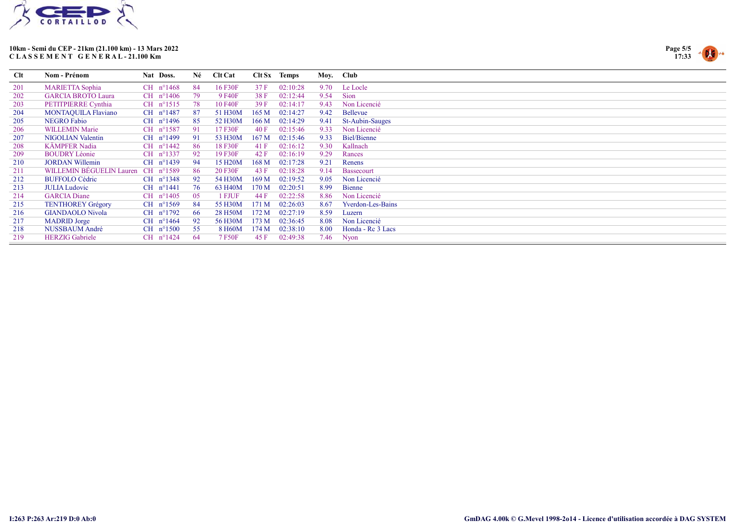**10km - Semi du CEP - 21km (21.100 km) - 13 Mars 2022**
**C L A S S E M E N T G E N E R A L - 21.100 Km**

| Clt | Nom - Prénom | Nat | Doss. | Né | Clt Cat | Clt Sx | Temps | Moy. | Club |
|---|---|---|---|---|---|---|---|---|---|
| 201 | MARIETTA Sophia | CH | n°1468 | 84 | 16 F30F | 37 F | 02:10:28 | 9.70 | Le Locle |
| 202 | GARCIA BROTO Laura | CH | n°1406 | 79 | 9 F40F | 38 F | 02:12:44 | 9.54 | Sion |
| 203 | PETITPIERRE Cynthia | CH | n°1515 | 78 | 10 F40F | 39 F | 02:14:17 | 9.43 | Non Licencié |
| 204 | MONTAQUILA Flaviano | CH | n°1487 | 87 | 51 H30M | 165 M | 02:14:27 | 9.42 | Bellevue |
| 205 | NEGRO Fabio | CH | n°1496 | 85 | 52 H30M | 166 M | 02:14:29 | 9.41 | St-Aubin-Sauges |
| 206 | WILLEMIN Marie | CH | n°1587 | 91 | 17 F30F | 40 F | 02:15:46 | 9.33 | Non Licencié |
| 207 | NIGOLIAN Valentin | CH | n°1499 | 91 | 53 H30M | 167 M | 02:15:46 | 9.33 | Biel/Bienne |
| 208 | KÄMPFER Nadia | CH | n°1442 | 86 | 18 F30F | 41 F | 02:16:12 | 9.30 | Kallnach |
| 209 | BOUDRY Léonie | CH | n°1337 | 92 | 19 F30F | 42 F | 02:16:19 | 9.29 | Rances |
| 210 | JORDAN Willemin | CH | n°1439 | 94 | 15 H20M | 168 M | 02:17:28 | 9.21 | Renens |
| 211 | WILLEMIN BÉGUELIN Lauren | CH | n°1589 | 86 | 20 F30F | 43 F | 02:18:28 | 9.14 | Bassecourt |
| 212 | BUFFOLO Cédric | CH | n°1348 | 92 | 54 H30M | 169 M | 02:19:52 | 9.05 | Non Licencié |
| 213 | JULIA Ludovic | CH | n°1441 | 76 | 63 H40M | 170 M | 02:20:51 | 8.99 | Bienne |
| 214 | GARCIA Diane | CH | n°1405 | 05 | 1 FJUF | 44 F | 02:22:58 | 8.86 | Non Licencié |
| 215 | TENTHOREY Grégory | CH | n°1569 | 84 | 55 H30M | 171 M | 02:26:03 | 8.67 | Yverdon-Les-Bains |
| 216 | GIANDAOLO Nivola | CH | n°1792 | 66 | 28 H50M | 172 M | 02:27:19 | 8.59 | Luzern |
| 217 | MADRID Jorge | CH | n°1464 | 92 | 56 H30M | 173 M | 02:36:45 | 8.08 | Non Licencié |
| 218 | NUSSBAUM André | CH | n°1500 | 55 | 8 H60M | 174 M | 02:38:10 | 8.00 | Honda - Rc 3 Lacs |
| 219 | HERZIG Gabriele | CH | n°1424 | 64 | 7 F50F | 45 F | 02:49:38 | 7.46 | Nyon |

I:263 P:263 Ar:219 D:0 Ab:0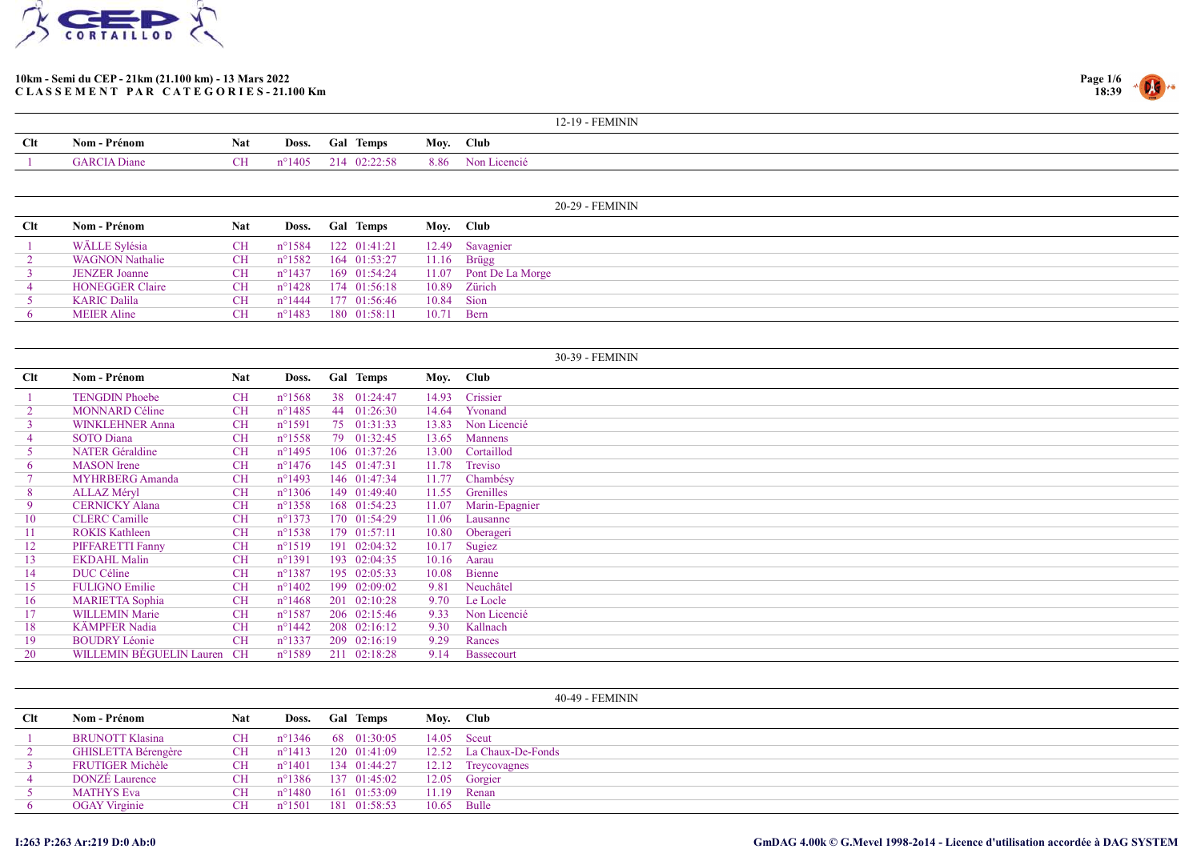# 10km - Semi du CEP - 21km (21.100 km) - 13 Mars 2022

**C L A S S E M E N T   P A R   C A T E G O R I E S - 21.100 Km**

## 12-19 - FEMININ

| Clt | Nom - Prénom | Nat | Doss. | Gal | Temps | Moy. | Club |
|---|---|---|---|---|---|---|---|
| 1 | GARCIA Diane | CH | n°1405 | 214 | 02:22:58 | 8.86 | Non Licencié |

## 20-29 - FEMININ

| Clt | Nom - Prénom | Nat | Doss. | Gal | Temps | Moy. | Club |
|---|---|---|---|---|---|---|---|
| 1 | WÄLLE Sylésia | CH | n°1584 | 122 | 01:41:21 | 12.49 | Savagnier |
| 2 | WAGNON Nathalie | CH | n°1582 | 164 | 01:53:27 | 11.16 | Brügg |
| 3 | JENZER Joanne | CH | n°1437 | 169 | 01:54:24 | 11.07 | Pont De La Morge |
| 4 | HONEGGER Claire | CH | n°1428 | 174 | 01:56:18 | 10.89 | Zürich |
| 5 | KARIC Dalila | CH | n°1444 | 177 | 01:56:46 | 10.84 | Sion |
| 6 | MEIER Aline | CH | n°1483 | 180 | 01:58:11 | 10.71 | Bern |

## 30-39 - FEMININ

| Clt | Nom - Prénom | Nat | Doss. | Gal | Temps | Moy. | Club |
|---|---|---|---|---|---|---|---|
| 1 | TENGDIN Phoebe | CH | n°1568 | 38 | 01:24:47 | 14.93 | Crissier |
| 2 | MONNARD Céline | CH | n°1485 | 44 | 01:26:30 | 14.64 | Yvonand |
| 3 | WINKLEHNER Anna | CH | n°1591 | 75 | 01:31:33 | 13.83 | Non Licencié |
| 4 | SOTO Diana | CH | n°1558 | 79 | 01:32:45 | 13.65 | Mannens |
| 5 | NATER Géraldine | CH | n°1495 | 106 | 01:37:26 | 13.00 | Cortaillod |
| 6 | MASON Irene | CH | n°1476 | 145 | 01:47:31 | 11.78 | Treviso |
| 7 | MYHRBERG Amanda | CH | n°1493 | 146 | 01:47:34 | 11.77 | Chambésy |
| 8 | ALLAZ Méryl | CH | n°1306 | 149 | 01:49:40 | 11.55 | Grenilles |
| 9 | CERNICKY Alana | CH | n°1358 | 168 | 01:54:23 | 11.07 | Marin-Epagnier |
| 10 | CLERC Camille | CH | n°1373 | 170 | 01:54:29 | 11.06 | Lausanne |
| 11 | ROKIS Kathleen | CH | n°1538 | 179 | 01:57:11 | 10.80 | Oberageri |
| 12 | PIFFARETTI Fanny | CH | n°1519 | 191 | 02:04:32 | 10.17 | Sugiez |
| 13 | EKDAHL Malin | CH | n°1391 | 193 | 02:04:35 | 10.16 | Aarau |
| 14 | DUC Céline | CH | n°1387 | 195 | 02:05:33 | 10.08 | Bienne |
| 15 | FULIGNO Emilie | CH | n°1402 | 199 | 02:09:02 | 9.81 | Neuchâtel |
| 16 | MARIETTA Sophia | CH | n°1468 | 201 | 02:10:28 | 9.70 | Le Locle |
| 17 | WILLEMIN Marie | CH | n°1587 | 206 | 02:15:46 | 9.33 | Non Licencié |
| 18 | KÄMPFER Nadia | CH | n°1442 | 208 | 02:16:12 | 9.30 | Kallnach |
| 19 | BOUDRY Léonie | CH | n°1337 | 209 | 02:16:19 | 9.29 | Rances |
| 20 | WILLEMIN BÉGUELIN Lauren | CH | n°1589 | 211 | 02:18:28 | 9.14 | Bassecourt |

## 40-49 - FEMININ

| Clt | Nom - Prénom | Nat | Doss. | Gal | Temps | Moy. | Club |
|---|---|---|---|---|---|---|---|
| 1 | BRUNOTT Klasina | CH | n°1346 | 68 | 01:30:05 | 14.05 | Sceut |
| 2 | GHISLETTA Bérengère | CH | n°1413 | 120 | 01:41:09 | 12.52 | La Chaux-De-Fonds |
| 3 | FRUTIGER Michèle | CH | n°1401 | 134 | 01:44:27 | 12.12 | Treycovagnes |
| 4 | DONZÉ Laurence | CH | n°1386 | 137 | 01:45:02 | 12.05 | Gorgier |
| 5 | MATHYS Eva | CH | n°1480 | 161 | 01:53:09 | 11.19 | Renan |
| 6 | OGAY Virginie | CH | n°1501 | 181 | 01:58:53 | 10.65 | Bulle |

I:263 P:263 Ar:219 D:0 Ab:0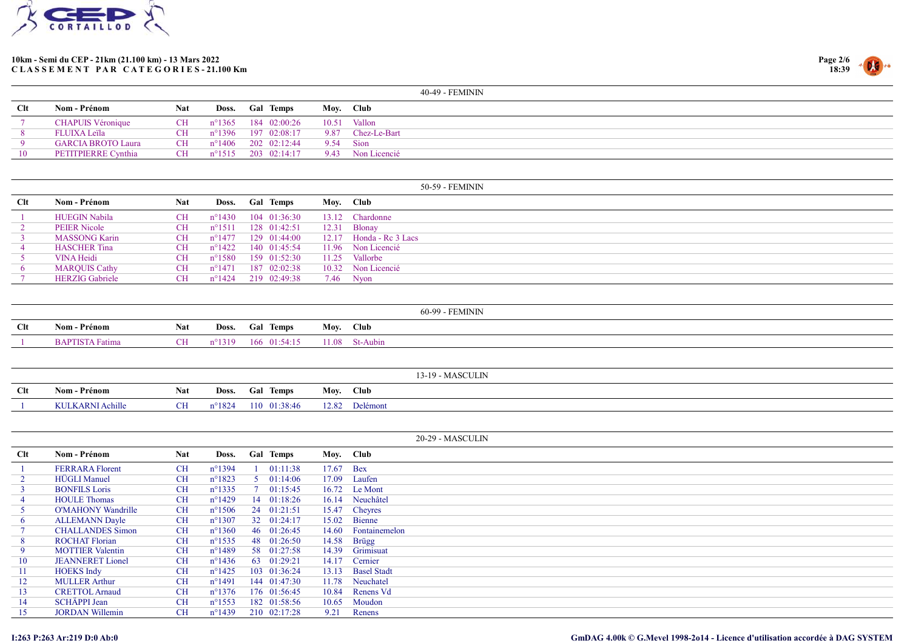10km - Semi du CEP - 21km (21.100 km) - 13 Mars 2022
**CLASSEMENT PAR CATEGORIES - 21.100 Km**

### 40-49 - FEMININ

| Clt | Nom - Prénom | Nat | Doss. | Gal | Temps | Moy. | Club |
|---|---|---|---|---|---|---|---|
| 7 | CHAPUIS Véronique | CH | n°1365 | 184 | 02:00:26 | 10.51 | Vallon |
| 8 | FLUIXA Leïla | CH | n°1396 | 197 | 02:08:17 | 9.87 | Chez-Le-Bart |
| 9 | GARCIA BROTO Laura | CH | n°1406 | 202 | 02:12:44 | 9.54 | Sion |
| 10 | PETITPIERRE Cynthia | CH | n°1515 | 203 | 02:14:17 | 9.43 | Non Licencié |

### 50-59 - FEMININ

| Clt | Nom - Prénom | Nat | Doss. | Gal | Temps | Moy. | Club |
|---|---|---|---|---|---|---|---|
| 1 | HUEGIN Nabila | CH | n°1430 | 104 | 01:36:30 | 13.12 | Chardonne |
| 2 | PEIER Nicole | CH | n°1511 | 128 | 01:42:51 | 12.31 | Blonay |
| 3 | MASSONG Karin | CH | n°1477 | 129 | 01:44:00 | 12.17 | Honda - Rc 3 Lacs |
| 4 | HASCHER Tina | CH | n°1422 | 140 | 01:45:54 | 11.96 | Non Licencié |
| 5 | VINA Heidi | CH | n°1580 | 159 | 01:52:30 | 11.25 | Vallorbe |
| 6 | MARQUIS Cathy | CH | n°1471 | 187 | 02:02:38 | 10.32 | Non Licencié |
| 7 | HERZIG Gabriele | CH | n°1424 | 219 | 02:49:38 | 7.46 | Nyon |

### 60-99 - FEMININ

| Clt | Nom - Prénom | Nat | Doss. | Gal | Temps | Moy. | Club |
|---|---|---|---|---|---|---|---|
| 1 | BAPTISTA Fatima | CH | n°1319 | 166 | 01:54:15 | 11.08 | St-Aubin |

### 13-19 - MASCULIN

| Clt | Nom - Prénom | Nat | Doss. | Gal | Temps | Moy. | Club |
|---|---|---|---|---|---|---|---|
| 1 | KULKARNI Achille | CH | n°1824 | 110 | 01:38:46 | 12.82 | Delémont |

### 20-29 - MASCULIN

| Clt | Nom - Prénom | Nat | Doss. | Gal | Temps | Moy. | Club |
|---|---|---|---|---|---|---|---|
| 1 | FERRARA Florent | CH | n°1394 | 1 | 01:11:38 | 17.67 | Bex |
| 2 | HÜGLI Manuel | CH | n°1823 | 5 | 01:14:06 | 17.09 | Laufen |
| 3 | BONFILS Loris | CH | n°1335 | 7 | 01:15:45 | 16.72 | Le Mont |
| 4 | HOULE Thomas | CH | n°1429 | 14 | 01:18:26 | 16.14 | Neuchâtel |
| 5 | O'MAHONY Wandrille | CH | n°1506 | 24 | 01:21:51 | 15.47 | Cheyres |
| 6 | ALLEMANN Dayle | CH | n°1307 | 32 | 01:24:17 | 15.02 | Bienne |
| 7 | CHALLANDES Simon | CH | n°1360 | 46 | 01:26:45 | 14.60 | Fontainemelon |
| 8 | ROCHAT Florian | CH | n°1535 | 48 | 01:26:50 | 14.58 | Brügg |
| 9 | MOTTIER Valentin | CH | n°1489 | 58 | 01:27:58 | 14.39 | Grimisuat |
| 10 | JEANNERET Lionel | CH | n°1436 | 63 | 01:29:21 | 14.17 | Cernier |
| 11 | HOEKS Indy | CH | n°1425 | 103 | 01:36:24 | 13.13 | Basel Stadt |
| 12 | MULLER Arthur | CH | n°1491 | 144 | 01:47:30 | 11.78 | Neuchatel |
| 13 | CRETTOL Arnaud | CH | n°1376 | 176 | 01:56:45 | 10.84 | Renens Vd |
| 14 | SCHÄPPI Jean | CH | n°1553 | 182 | 01:58:56 | 10.65 | Moudon |
| 15 | JORDAN Willemin | CH | n°1439 | 210 | 02:17:28 | 9.21 | Renens |

I:263 P:263 Ar:219 D:0 Ab:0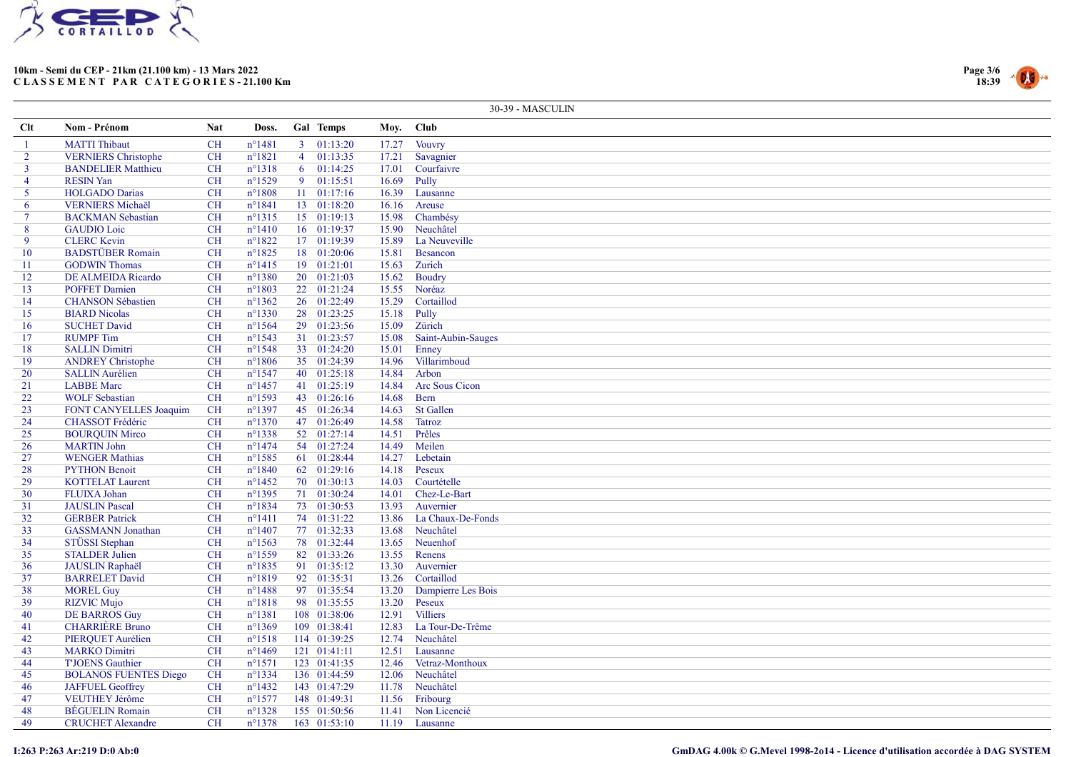**10km - Semi du CEP - 21km (21.100 km) - 13 Mars 2022**
**CLASSEMENT PAR CATEGORIES - 21.100 Km**

30-39 - MASCULIN

| Clt | Nom - Prénom | Nat | Doss. | Gal | Temps | Moy. | Club |
|---|---|---|---|---|---|---|---|
| 1 | MATTI Thibaut | CH | n°1481 | 3 | 01:13:20 | 17.27 | Vouvry |
| 2 | VERNIERS Christophe | CH | n°1821 | 4 | 01:13:35 | 17.21 | Savagnier |
| 3 | BANDELIER Matthieu | CH | n°1318 | 6 | 01:14:25 | 17.01 | Courfaivre |
| 4 | RESIN Yan | CH | n°1529 | 9 | 01:15:51 | 16.69 | Pully |
| 5 | HOLGADO Darias | CH | n°1808 | 11 | 01:17:16 | 16.39 | Lausanne |
| 6 | VERNIERS Michaël | CH | n°1841 | 13 | 01:18:20 | 16.16 | Areuse |
| 7 | BACKMAN Sebastian | CH | n°1315 | 15 | 01:19:13 | 15.98 | Chambésy |
| 8 | GAUDIO Loic | CH | n°1410 | 16 | 01:19:37 | 15.90 | Neuchâtel |
| 9 | CLERC Kevin | CH | n°1822 | 17 | 01:19:39 | 15.89 | La Neuveville |
| 10 | BADSTÜBER Romain | CH | n°1825 | 18 | 01:20:06 | 15.81 | Besancon |
| 11 | GODWIN Thomas | CH | n°1415 | 19 | 01:21:01 | 15.63 | Zurich |
| 12 | DE ALMEIDA Ricardo | CH | n°1380 | 20 | 01:21:03 | 15.62 | Boudry |
| 13 | POFFET Damien | CH | n°1803 | 22 | 01:21:24 | 15.55 | Noréaz |
| 14 | CHANSON Sébastien | CH | n°1362 | 26 | 01:22:49 | 15.29 | Cortaillod |
| 15 | BIARD Nicolas | CH | n°1330 | 28 | 01:23:25 | 15.18 | Pully |
| 16 | SUCHET David | CH | n°1564 | 29 | 01:23:56 | 15.09 | Zürich |
| 17 | RUMPF Tim | CH | n°1543 | 31 | 01:23:57 | 15.08 | Saint-Aubin-Sauges |
| 18 | SALLIN Dimitri | CH | n°1548 | 33 | 01:24:20 | 15.01 | Enney |
| 19 | ANDREY Christophe | CH | n°1806 | 35 | 01:24:39 | 14.96 | Villarimboud |
| 20 | SALLIN Aurélien | CH | n°1547 | 40 | 01:25:18 | 14.84 | Arbon |
| 21 | LABBE Marc | CH | n°1457 | 41 | 01:25:19 | 14.84 | Arc Sous Cicon |
| 22 | WOLF Sebastian | CH | n°1593 | 43 | 01:26:16 | 14.68 | Bern |
| 23 | FONT CANYELLES Joaquim | CH | n°1397 | 45 | 01:26:34 | 14.63 | St Gallen |
| 24 | CHASSOT Frédéric | CH | n°1370 | 47 | 01:26:49 | 14.58 | Tatroz |
| 25 | BOURQUIN Mirco | CH | n°1338 | 52 | 01:27:14 | 14.51 | Prêles |
| 26 | MARTIN John | CH | n°1474 | 54 | 01:27:24 | 14.49 | Meilen |
| 27 | WENGER Mathias | CH | n°1585 | 61 | 01:28:44 | 14.27 | Lebetain |
| 28 | PYTHON Benoit | CH | n°1840 | 62 | 01:29:16 | 14.18 | Peseux |
| 29 | KOTTELAT Laurent | CH | n°1452 | 70 | 01:30:13 | 14.03 | Courtételle |
| 30 | FLUIXA Johan | CH | n°1395 | 71 | 01:30:24 | 14.01 | Chez-Le-Bart |
| 31 | JAUSLIN Pascal | CH | n°1834 | 73 | 01:30:53 | 13.93 | Auvernier |
| 32 | GERBER Patrick | CH | n°1411 | 74 | 01:31:22 | 13.86 | La Chaux-De-Fonds |
| 33 | GASSMANN Jonathan | CH | n°1407 | 77 | 01:32:33 | 13.68 | Neuchâtel |
| 34 | STÜSSI Stephan | CH | n°1563 | 78 | 01:32:44 | 13.65 | Neuenhof |
| 35 | STALDER Julien | CH | n°1559 | 82 | 01:33:26 | 13.55 | Renens |
| 36 | JAUSLIN Raphaël | CH | n°1835 | 91 | 01:35:12 | 13.30 | Auvernier |
| 37 | BARRELET David | CH | n°1819 | 92 | 01:35:31 | 13.26 | Cortaillod |
| 38 | MOREL Guy | CH | n°1488 | 97 | 01:35:54 | 13.20 | Dampierre Les Bois |
| 39 | RIZVIC Mujo | CH | n°1818 | 98 | 01:35:55 | 13.20 | Peseux |
| 40 | DE BARROS Guy | CH | n°1381 | 108 | 01:38:06 | 12.91 | Villiers |
| 41 | CHARRIÈRE Bruno | CH | n°1369 | 109 | 01:38:41 | 12.83 | La Tour-De-Trême |
| 42 | PIERQUET Aurélien | CH | n°1518 | 114 | 01:39:25 | 12.74 | Neuchâtel |
| 43 | MARKO Dimitri | CH | n°1469 | 121 | 01:41:11 | 12.51 | Lausanne |
| 44 | T'JOENS Gauthier | CH | n°1571 | 123 | 01:41:35 | 12.46 | Vetraz-Monthoux |
| 45 | BOLANOS FUENTES Diego | CH | n°1334 | 136 | 01:44:59 | 12.06 | Neuchâtel |
| 46 | JAFFUEL Geoffrey | CH | n°1432 | 143 | 01:47:29 | 11.78 | Neuchâtel |
| 47 | VEUTHEY Jérôme | CH | n°1577 | 148 | 01:49:31 | 11.56 | Fribourg |
| 48 | BÉGUELIN Romain | CH | n°1328 | 155 | 01:50:56 | 11.41 | Non Licencié |
| 49 | CRUCHET Alexandre | CH | n°1378 | 163 | 01:53:10 | 11.19 | Lausanne |

I:263 P:263 Ar:219 D:0 Ab:0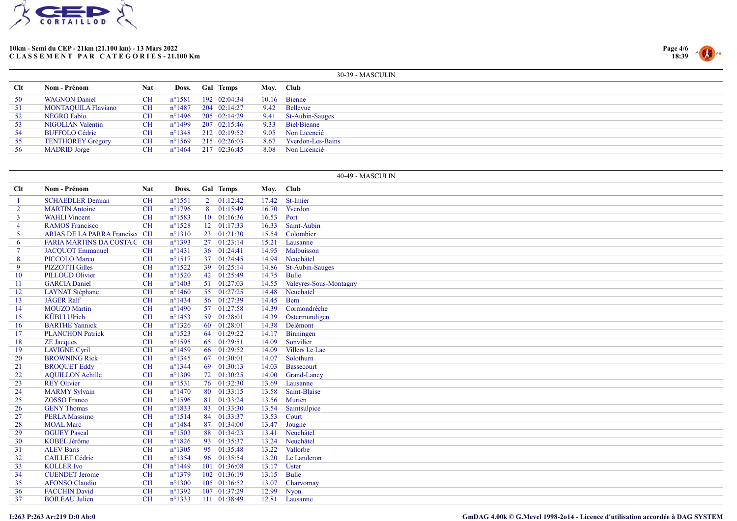# 10km - Semi du CEP - 21km (21.100 km) - 13 Mars 2022

## CLASSEMENT PAR CATEGORIES - 21.100 Km

### 30-39 - MASCULIN

| Clt | Nom - Prénom | Nat | Doss. | Gal | Temps | Moy. | Club |
|---|---|---|---|---|---|---|---|
| 50 | WAGNON Daniel | CH | n°1581 | 192 | 02:04:34 | 10.16 | Bienne |
| 51 | MONTAQUILA Flaviano | CH | n°1487 | 204 | 02:14:27 | 9.42 | Bellevue |
| 52 | NEGRO Fabio | CH | n°1496 | 205 | 02:14:29 | 9.41 | St-Aubin-Sauges |
| 53 | NIGOLIAN Valentin | CH | n°1499 | 207 | 02:15:46 | 9.33 | Biel/Bienne |
| 54 | BUFFOLO Cédric | CH | n°1348 | 212 | 02:19:52 | 9.05 | Non Licencié |
| 55 | TENTHOREY Grégory | CH | n°1569 | 215 | 02:26:03 | 8.67 | Yverdon-Les-Bains |
| 56 | MADRID Jorge | CH | n°1464 | 217 | 02:36:45 | 8.08 | Non Licencié |

### 40-49 - MASCULIN

| Clt | Nom - Prénom | Nat | Doss. | Gal | Temps | Moy. | Club |
|---|---|---|---|---|---|---|---|
| 1 | SCHAEDLER Demian | CH | n°1551 | 2 | 01:12:42 | 17.42 | St-Imier |
| 2 | MARTIN Antoine | CH | n°1796 | 8 | 01:15:49 | 16.70 | Yverdon |
| 3 | WAHLI Vincent | CH | n°1583 | 10 | 01:16:36 | 16.53 | Port |
| 4 | RAMOS Francisco | CH | n°1528 | 12 | 01:17:33 | 16.33 | Saint-Aubin |
| 5 | ARIAS DE LA PARRA Francisco | CH | n°1310 | 23 | 01:21:30 | 15.54 | Colombier |
| 6 | FARIA MARTINS DA COSTA C | CH | n°1393 | 27 | 01:23:14 | 15.21 | Lausanne |
| 7 | JACQUOT Emmanuel | CH | n°1431 | 36 | 01:24:41 | 14.95 | Malbuisson |
| 8 | PICCOLO Marco | CH | n°1517 | 37 | 01:24:45 | 14.94 | Neuchâtel |
| 9 | PIZZOTTI Gilles | CH | n°1522 | 39 | 01:25:14 | 14.86 | St-Aubin-Sauges |
| 10 | PILLOUD Olivier | CH | n°1520 | 42 | 01:25:49 | 14.75 | Bulle |
| 11 | GARCIA Daniel | CH | n°1403 | 51 | 01:27:03 | 14.55 | Valeyres-Sous-Montagny |
| 12 | LAYNAT Stéphane | CH | n°1460 | 55 | 01:27:25 | 14.48 | Neuchatel |
| 13 | JÄGER Ralf | CH | n°1434 | 56 | 01:27:39 | 14.45 | Bern |
| 14 | MOUZO Martin | CH | n°1490 | 57 | 01:27:58 | 14.39 | Cormondrèche |
| 15 | KÜBLI Ulrich | CH | n°1453 | 59 | 01:28:01 | 14.39 | Ostermundigen |
| 16 | BARTHE Yannick | CH | n°1326 | 60 | 01:28:01 | 14.38 | Delémont |
| 17 | PLANCHON Patrick | CH | n°1523 | 64 | 01:29:22 | 14.17 | Binningen |
| 18 | ZE Jacques | CH | n°1595 | 65 | 01:29:51 | 14.09 | Sonvilier |
| 19 | LAVIGNE Cyril | CH | n°1459 | 66 | 01:29:52 | 14.09 | Villers Le Lac |
| 20 | BROWNING Rick | CH | n°1345 | 67 | 01:30:01 | 14.07 | Solothurn |
| 21 | BROQUET Eddy | CH | n°1344 | 69 | 01:30:13 | 14.03 | Bassecourt |
| 22 | AQUILLON Achille | CH | n°1309 | 72 | 01:30:25 | 14.00 | Grand-Lancy |
| 23 | REY Olivier | CH | n°1531 | 76 | 01:32:30 | 13.69 | Lausanne |
| 24 | MARMY Sylvain | CH | n°1470 | 80 | 01:33:15 | 13.58 | Saint-Blaise |
| 25 | ZOSSO Franco | CH | n°1596 | 81 | 01:33:24 | 13.56 | Murten |
| 26 | GENY Thomas | CH | n°1833 | 83 | 01:33:30 | 13.54 | Saintsulpice |
| 27 | PERLA Massimo | CH | n°1514 | 84 | 01:33:37 | 13.53 | Court |
| 28 | MOAL Marc | CH | n°1484 | 87 | 01:34:00 | 13.47 | Jougne |
| 29 | OGUEY Pascal | CH | n°1503 | 88 | 01:34:23 | 13.41 | Neuchâtel |
| 30 | KOBEL Jérôme | CH | n°1826 | 93 | 01:35:37 | 13.24 | Neuchâtel |
| 31 | ALEV Baris | CH | n°1305 | 95 | 01:35:48 | 13.22 | Vallorbe |
| 32 | CAILLET Cédric | CH | n°1354 | 96 | 01:35:54 | 13.20 | Le Landeron |
| 33 | KOLLER Ivo | CH | n°1449 | 101 | 01:36:08 | 13.17 | Uster |
| 34 | CUENDET Jerome | CH | n°1379 | 102 | 01:36:19 | 13.15 | Bulle |
| 35 | AFONSO Claudio | CH | n°1300 | 105 | 01:36:52 | 13.07 | Charvornay |
| 36 | FACCHIN David | CH | n°1392 | 107 | 01:37:29 | 12.99 | Nyon |
| 37 | BOILEAU Julien | CH | n°1333 | 111 | 01:38:49 | 12.81 | Lausanne |

I:263 P:263 Ar:219 D:0 Ab:0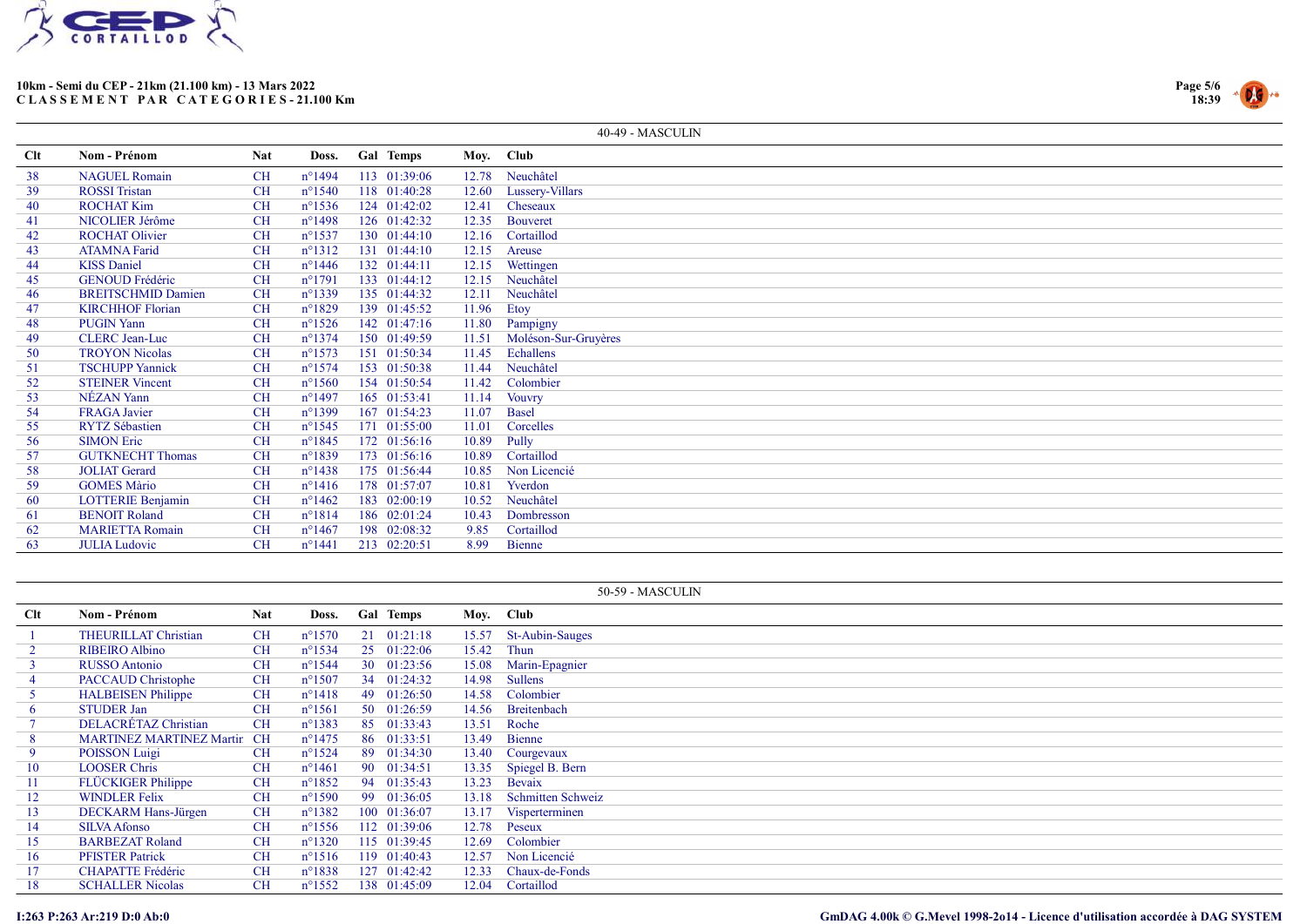**10km - Semi du CEP - 21km (21.100 km) - 13 Mars 2022**
**CLASSEMENT PAR CATEGORIES - 21.100 Km**

### 40-49 - MASCULIN

| Clt | Nom - Prénom | Nat | Doss. | Gal | Temps | Moy. | Club |
|---|---|---|---|---|---|---|---|
| 38 | NAGUEL Romain | CH | n°1494 | 113 | 01:39:06 | 12.78 | Neuchâtel |
| 39 | ROSSI Tristan | CH | n°1540 | 118 | 01:40:28 | 12.60 | Lussery-Villars |
| 40 | ROCHAT Kim | CH | n°1536 | 124 | 01:42:02 | 12.41 | Cheseaux |
| 41 | NICOLIER Jérôme | CH | n°1498 | 126 | 01:42:32 | 12.35 | Bouveret |
| 42 | ROCHAT Olivier | CH | n°1537 | 130 | 01:44:10 | 12.16 | Cortaillod |
| 43 | ATAMNA Farid | CH | n°1312 | 131 | 01:44:10 | 12.15 | Areuse |
| 44 | KISS Daniel | CH | n°1446 | 132 | 01:44:11 | 12.15 | Wettingen |
| 45 | GENOUD Frédéric | CH | n°1791 | 133 | 01:44:12 | 12.15 | Neuchâtel |
| 46 | BREITSCHMID Damien | CH | n°1339 | 135 | 01:44:32 | 12.11 | Neuchâtel |
| 47 | KIRCHHOF Florian | CH | n°1829 | 139 | 01:45:52 | 11.96 | Etoy |
| 48 | PUGIN Yann | CH | n°1526 | 142 | 01:47:16 | 11.80 | Pampigny |
| 49 | CLERC Jean-Luc | CH | n°1374 | 150 | 01:49:59 | 11.51 | Moléson-Sur-Gruyères |
| 50 | TROYON Nicolas | CH | n°1573 | 151 | 01:50:34 | 11.45 | Echallens |
| 51 | TSCHUPP Yannick | CH | n°1574 | 153 | 01:50:38 | 11.44 | Neuchâtel |
| 52 | STEINER Vincent | CH | n°1560 | 154 | 01:50:54 | 11.42 | Colombier |
| 53 | NÉZAN Yann | CH | n°1497 | 165 | 01:53:41 | 11.14 | Vouvry |
| 54 | FRAGA Javier | CH | n°1399 | 167 | 01:54:23 | 11.07 | Basel |
| 55 | RYTZ Sébastien | CH | n°1545 | 171 | 01:55:00 | 11.01 | Corcelles |
| 56 | SIMON Eric | CH | n°1845 | 172 | 01:56:16 | 10.89 | Pully |
| 57 | GUTKNECHT Thomas | CH | n°1839 | 173 | 01:56:16 | 10.89 | Cortaillod |
| 58 | JOLIAT Gerard | CH | n°1438 | 175 | 01:56:44 | 10.85 | Non Licencié |
| 59 | GOMES Mário | CH | n°1416 | 178 | 01:57:07 | 10.81 | Yverdon |
| 60 | LOTTERIE Benjamin | CH | n°1462 | 183 | 02:00:19 | 10.52 | Neuchâtel |
| 61 | BENOIT Roland | CH | n°1814 | 186 | 02:01:24 | 10.43 | Dombresson |
| 62 | MARIETTA Romain | CH | n°1467 | 198 | 02:08:32 | 9.85 | Cortaillod |
| 63 | JULIA Ludovic | CH | n°1441 | 213 | 02:20:51 | 8.99 | Bienne |

### 50-59 - MASCULIN

| Clt | Nom - Prénom | Nat | Doss. | Gal | Temps | Moy. | Club |
|---|---|---|---|---|---|---|---|
| 1 | THEURILLAT Christian | CH | n°1570 | 21 | 01:21:18 | 15.57 | St-Aubin-Sauges |
| 2 | RIBEIRO Albino | CH | n°1534 | 25 | 01:22:06 | 15.42 | Thun |
| 3 | RUSSO Antonio | CH | n°1544 | 30 | 01:23:56 | 15.08 | Marin-Epagnier |
| 4 | PACCAUD Christophe | CH | n°1507 | 34 | 01:24:32 | 14.98 | Sullens |
| 5 | HALBEISEN Philippe | CH | n°1418 | 49 | 01:26:50 | 14.58 | Colombier |
| 6 | STUDER Jan | CH | n°1561 | 50 | 01:26:59 | 14.56 | Breitenbach |
| 7 | DELACRÉTAZ Christian | CH | n°1383 | 85 | 01:33:43 | 13.51 | Roche |
| 8 | MARTINEZ MARTINEZ Martin | CH | n°1475 | 86 | 01:33:51 | 13.49 | Bienne |
| 9 | POISSON Luigi | CH | n°1524 | 89 | 01:34:30 | 13.40 | Courgevaux |
| 10 | LOOSER Chris | CH | n°1461 | 90 | 01:34:51 | 13.35 | Spiegel B. Bern |
| 11 | FLÜCKIGER Philippe | CH | n°1852 | 94 | 01:35:43 | 13.23 | Bevaix |
| 12 | WINDLER Felix | CH | n°1590 | 99 | 01:36:05 | 13.18 | Schmitten Schweiz |
| 13 | DECKARM Hans-Jürgen | CH | n°1382 | 100 | 01:36:07 | 13.17 | Visperterminen |
| 14 | SILVA Afonso | CH | n°1556 | 112 | 01:39:06 | 12.78 | Peseux |
| 15 | BARBEZAT Roland | CH | n°1320 | 115 | 01:39:45 | 12.69 | Colombier |
| 16 | PFISTER Patrick | CH | n°1516 | 119 | 01:40:43 | 12.57 | Non Licencié |
| 17 | CHAPATTE Frédéric | CH | n°1838 | 127 | 01:42:42 | 12.33 | Chaux-de-Fonds |
| 18 | SCHALLER Nicolas | CH | n°1552 | 138 | 01:45:09 | 12.04 | Cortaillod |

I:263 P:263 Ar:219 D:0 Ab:0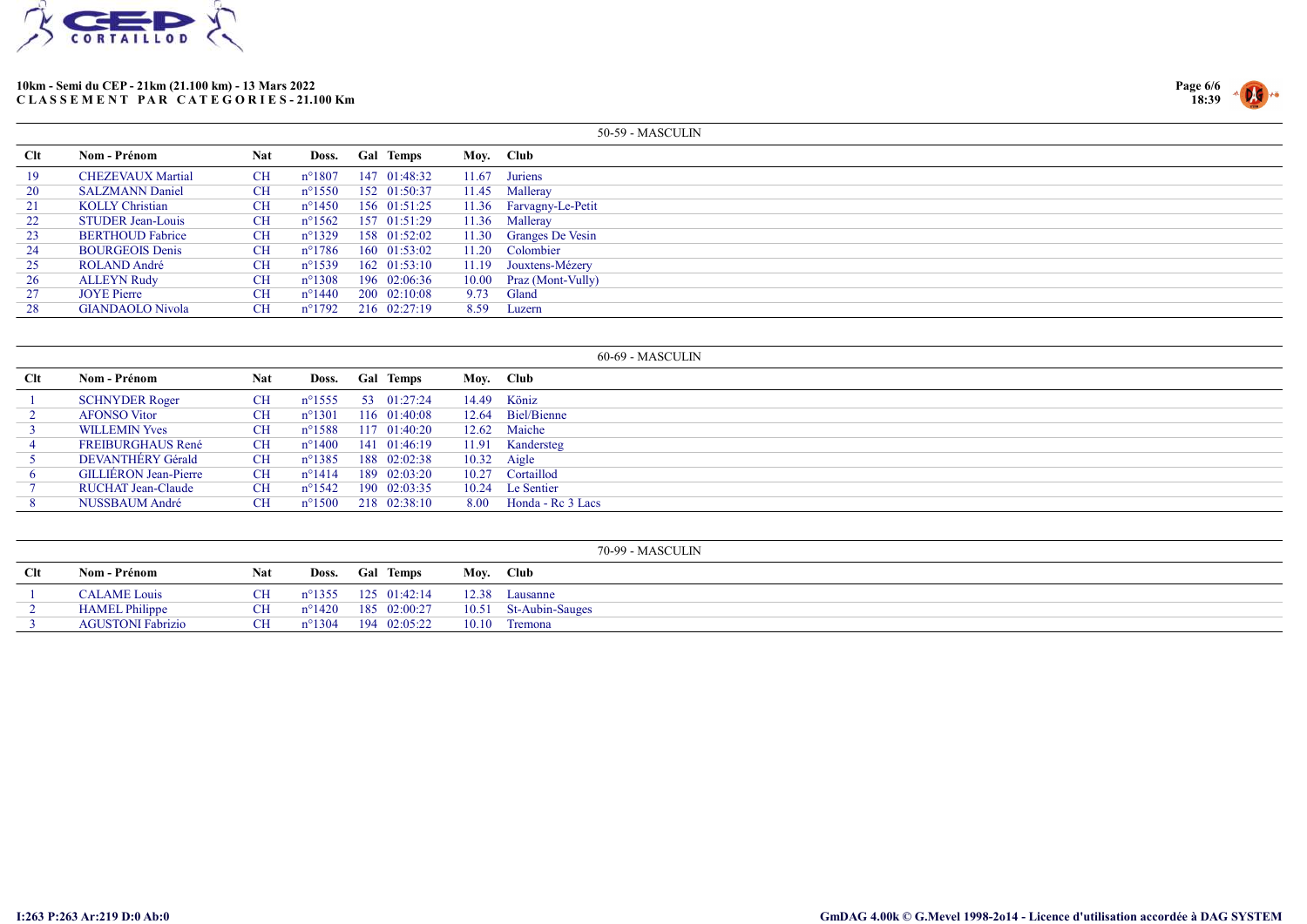**10km - Semi du CEP - 21km (21.100 km) - 13 Mars 2022**
**CLASSEMENT PAR CATEGORIES - 21.100 Km**

### 50-59 - MASCULIN

| Clt | Nom - Prénom | Nat | Doss. | Gal | Temps | Moy. | Club |
|---|---|---|---|---|---|---|---|
| 19 | CHEZEVAUX Martial | CH | n°1807 | 147 | 01:48:32 | 11.67 | Juriens |
| 20 | SALZMANN Daniel | CH | n°1550 | 152 | 01:50:37 | 11.45 | Malleray |
| 21 | KOLLY Christian | CH | n°1450 | 156 | 01:51:25 | 11.36 | Farvagny-Le-Petit |
| 22 | STUDER Jean-Louis | CH | n°1562 | 157 | 01:51:29 | 11.36 | Malleray |
| 23 | BERTHOUD Fabrice | CH | n°1329 | 158 | 01:52:02 | 11.30 | Granges De Vesin |
| 24 | BOURGEOIS Denis | CH | n°1786 | 160 | 01:53:02 | 11.20 | Colombier |
| 25 | ROLAND André | CH | n°1539 | 162 | 01:53:10 | 11.19 | Jouxtens-Mézery |
| 26 | ALLEYN Rudy | CH | n°1308 | 196 | 02:06:36 | 10.00 | Praz (Mont-Vully) |
| 27 | JOYE Pierre | CH | n°1440 | 200 | 02:10:08 | 9.73 | Gland |
| 28 | GIANDAOLO Nivola | CH | n°1792 | 216 | 02:27:19 | 8.59 | Luzern |

### 60-69 - MASCULIN

| Clt | Nom - Prénom | Nat | Doss. | Gal | Temps | Moy. | Club |
|---|---|---|---|---|---|---|---|
| 1 | SCHNYDER Roger | CH | n°1555 | 53 | 01:27:24 | 14.49 | Köniz |
| 2 | AFONSO Vitor | CH | n°1301 | 116 | 01:40:08 | 12.64 | Biel/Bienne |
| 3 | WILLEMIN Yves | CH | n°1588 | 117 | 01:40:20 | 12.62 | Maiche |
| 4 | FREIBURGHAUS René | CH | n°1400 | 141 | 01:46:19 | 11.91 | Kandersteg |
| 5 | DEVANTHÉRY Gérald | CH | n°1385 | 188 | 02:02:38 | 10.32 | Aigle |
| 6 | GILLIÉRON Jean-Pierre | CH | n°1414 | 189 | 02:03:20 | 10.27 | Cortaillod |
| 7 | RUCHAT Jean-Claude | CH | n°1542 | 190 | 02:03:35 | 10.24 | Le Sentier |
| 8 | NUSSBAUM André | CH | n°1500 | 218 | 02:38:10 | 8.00 | Honda - Rc 3 Lacs |

### 70-99 - MASCULIN

| Clt | Nom - Prénom | Nat | Doss. | Gal | Temps | Moy. | Club |
|---|---|---|---|---|---|---|---|
| 1 | CALAME Louis | CH | n°1355 | 125 | 01:42:14 | 12.38 | Lausanne |
| 2 | HAMEL Philippe | CH | n°1420 | 185 | 02:00:27 | 10.51 | St-Aubin-Sauges |
| 3 | AGUSTONI Fabrizio | CH | n°1304 | 194 | 02:05:22 | 10.10 | Tremona |

I:263 P:263 Ar:219 D:0 Ab:0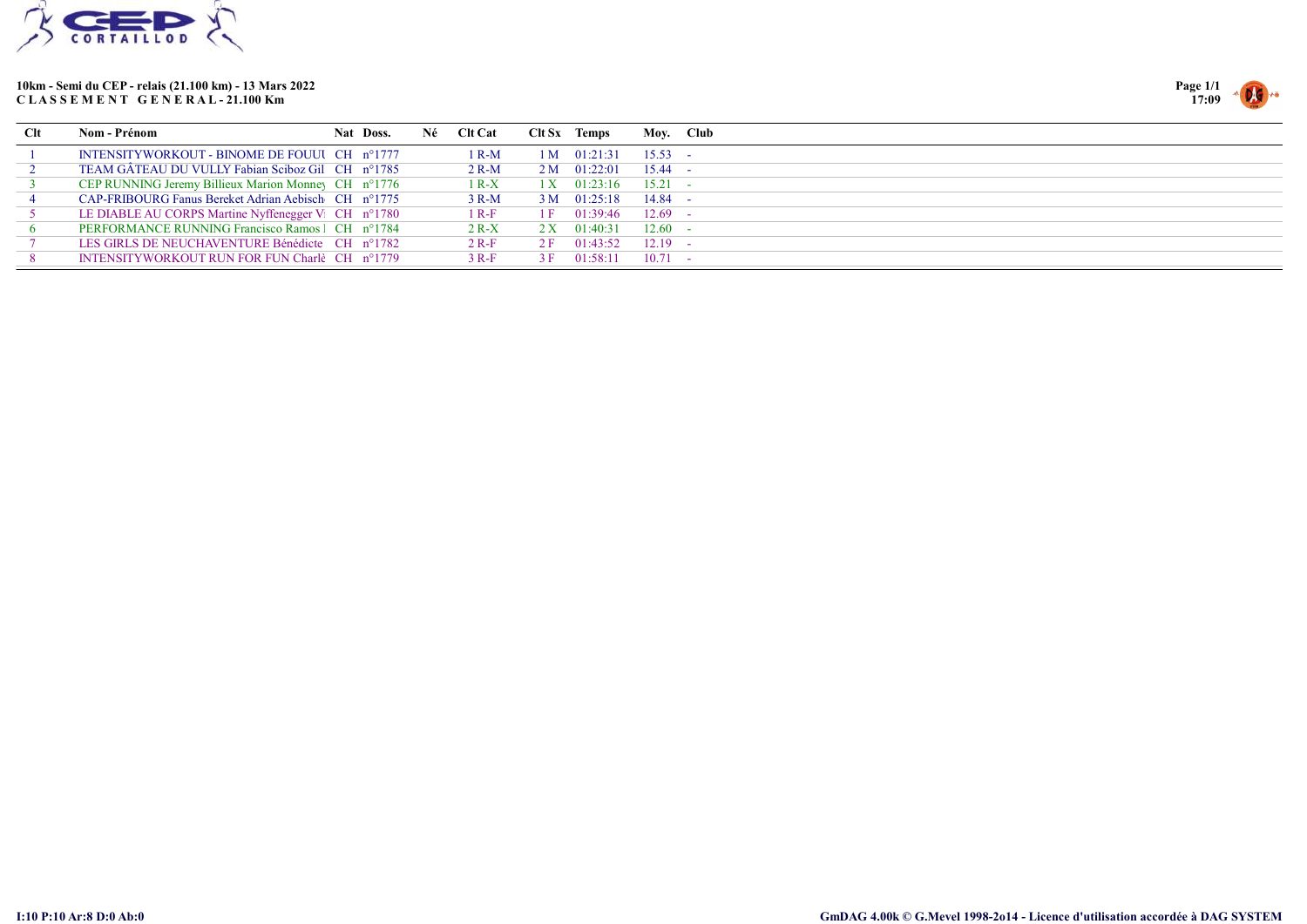**10km - Semi du CEP - relais (21.100 km) - 13 Mars 2022**
**C L A S S E M E N T   G E N E R A L - 21.100 Km**

Page 1/1
17:09

| Clt | Nom - Prénom | Nat | Doss. | Né | Clt Cat | Clt Sx | Temps | Moy. | Club |
|---|---|---|---|---|---|---|---|---|---|
| 1 | INTENSITYWORKOUT - BINOME DE FOUUU | CH | n°1777 | | 1 R-M | 1 M | 01:21:31 | 15.53 | - |
| 2 | TEAM GÂTEAU DU VULLY Fabian Sciboz Gil | CH | n°1785 | | 2 R-M | 2 M | 01:22:01 | 15.44 | - |
| 3 | CEP RUNNING Jeremy Billieux Marion Monney | CH | n°1776 | | 1 R-X | 1 X | 01:23:16 | 15.21 | - |
| 4 | CAP-FRIBOURG Fanus Bereket Adrian Aebisch | CH | n°1775 | | 3 R-M | 3 M | 01:25:18 | 14.84 | - |
| 5 | LE DIABLE AU CORPS Martine Nyffenegger V | CH | n°1780 | | 1 R-F | 1 F | 01:39:46 | 12.69 | - |
| 6 | PERFORMANCE RUNNING Francisco Ramos I | CH | n°1784 | | 2 R-X | 2 X | 01:40:31 | 12.60 | - |
| 7 | LES GIRLS DE NEUCHAVENTURE Bénédicte | CH | n°1782 | | 2 R-F | 2 F | 01:43:52 | 12.19 | - |
| 8 | INTENSITYWORKOUT RUN FOR FUN Charlè | CH | n°1779 | | 3 R-F | 3 F | 01:58:11 | 10.71 | - |

I:10 P:10 Ar:8 D:0 Ab:0

GmDAG 4.00k © G.Mevel 1998-2o14 - Licence d'utilisation accordée à DAG SYSTEM